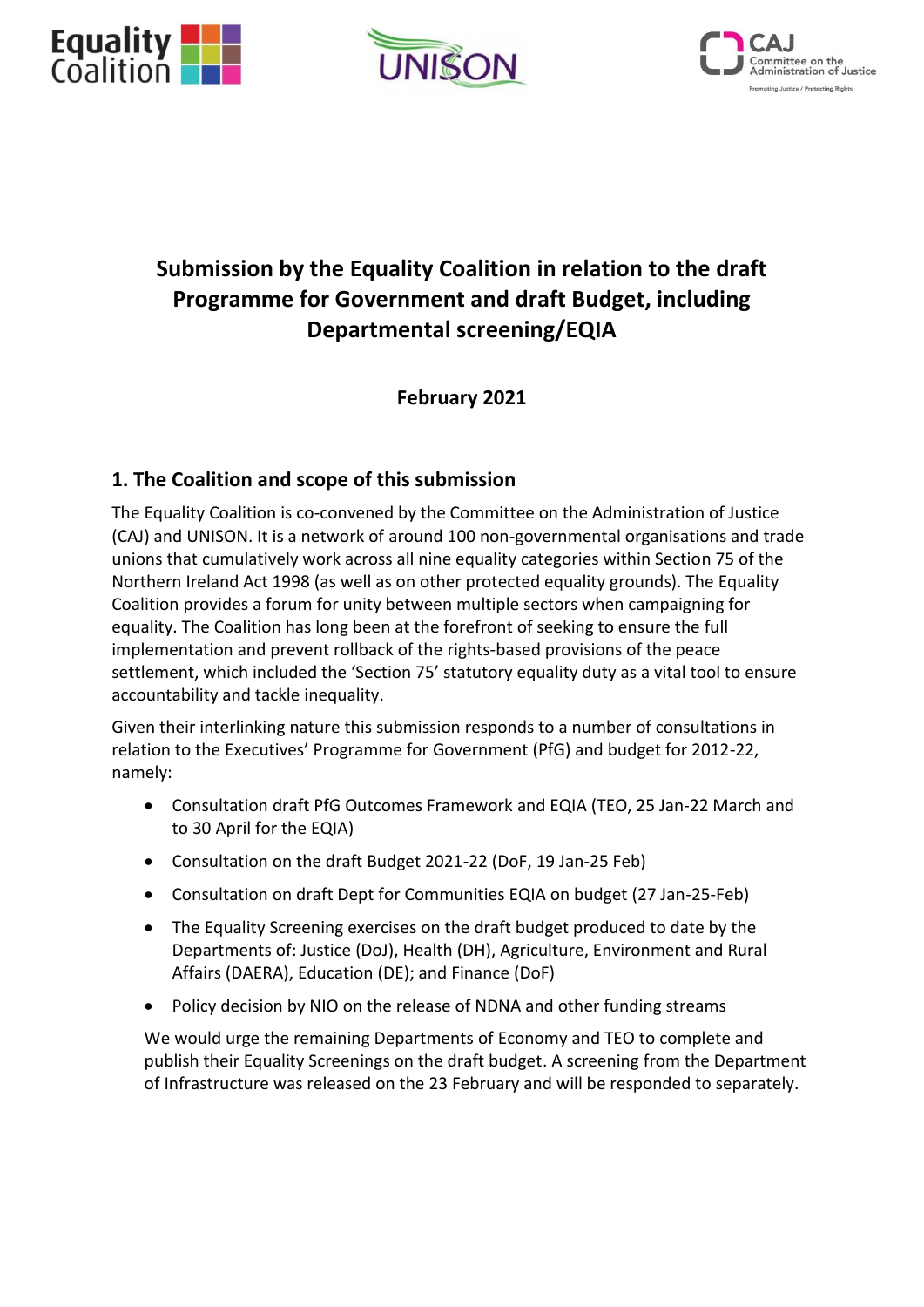# Submission by the Equality Coalition in relation to the draft Programme for Government and draft Budget, including Departmental screening/EQIA

**February 2021**

## 1. The Coalition and scope of this submission

The Equality Coalition is co-convened by the Committee on the Administration of Justice (CAJ) and UNISON. It is a network of around 100 non-governmental organisations and trade unions that cumulatively work across all nine equality categories within Section 75 of the Northern Ireland Act 1998 (as well as on other protected equality grounds). The Equality Coalition provides a forum for unity between multiple sectors when campaigning for equality. The Coalition has long been at the forefront of seeking to ensure the full implementation and prevent rollback of the rights-based provisions of the peace settlement, which included the 'Section 75' statutory equality duty as a vital tool to ensure accountability and tackle inequality.

Given their interlinking nature this submission responds to a number of consultations in relation to the Executives' Programme for Government (PfG) and budget for 2012-22, namely:

- Consultation draft PfG Outcomes Framework and EQIA (TEO, 25 Jan-22 March and to 30 April for the EQIA)
- Consultation on the draft Budget 2021-22 (DoF, 19 Jan-25 Feb)
- Consultation on draft Dept for Communities EQIA on budget (27 Jan-25-Feb)
- The Equality Screening exercises on the draft budget produced to date by the Departments of: Justice (DoJ), Health (DH), Agriculture, Environment and Rural Affairs (DAERA), Education (DE); and Finance (DoF)
- Policy decision by NIO on the release of NDNA and other funding streams

We would urge the remaining Departments of Economy and TEO to complete and publish their Equality Screenings on the draft budget. A screening from the Department of Infrastructure was released on the 23 February and will be responded to separately.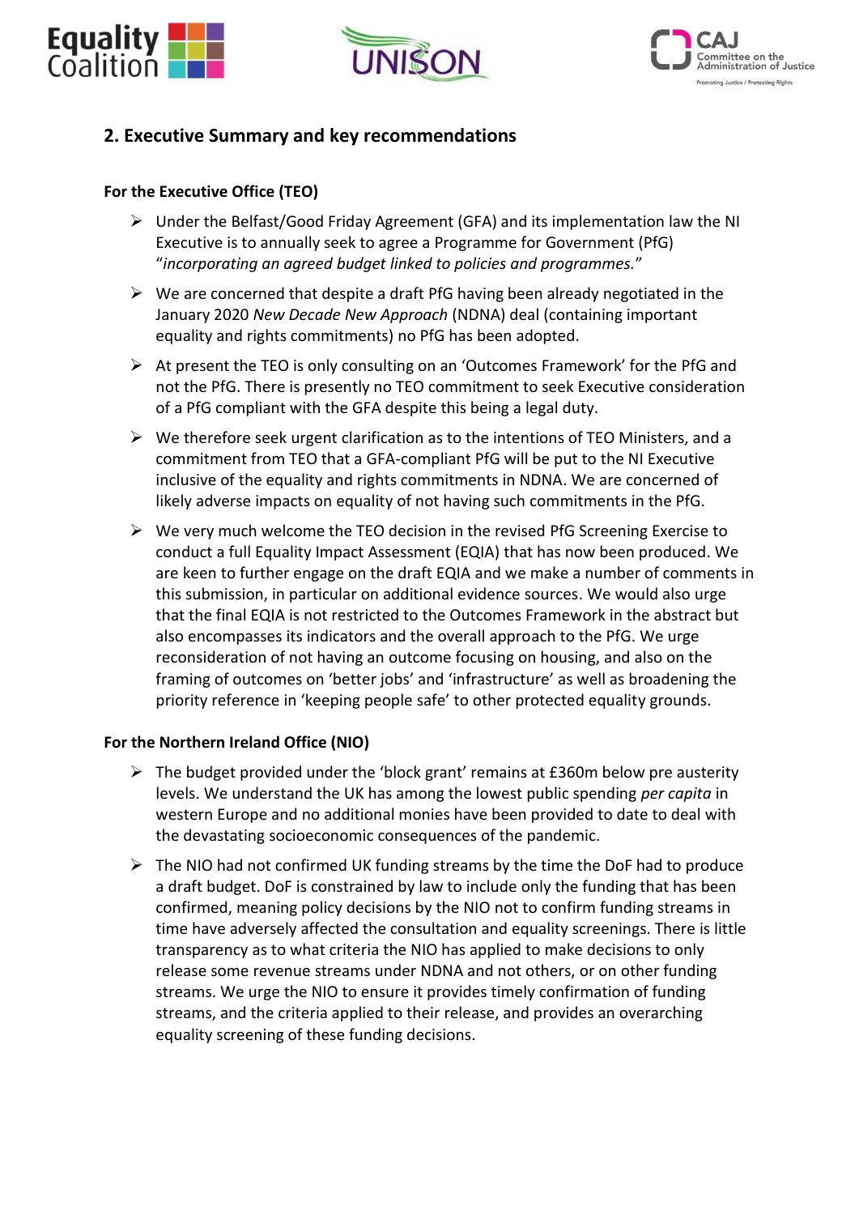## 2. Executive Summary and key recommendations

**For the Executive Office (TEO)**

- Under the Belfast/Good Friday Agreement (GFA) and its implementation law the NI Executive is to annually seek to agree a Programme for Government (PfG) "*incorporating an agreed budget linked to policies and programmes.*"
- We are concerned that despite a draft PfG having been already negotiated in the January 2020 *New Decade New Approach* (NDNA) deal (containing important equality and rights commitments) no PfG has been adopted.
- At present the TEO is only consulting on an 'Outcomes Framework' for the PfG and not the PfG. There is presently no TEO commitment to seek Executive consideration of a PfG compliant with the GFA despite this being a legal duty.
- We therefore seek urgent clarification as to the intentions of TEO Ministers, and a commitment from TEO that a GFA-compliant PfG will be put to the NI Executive inclusive of the equality and rights commitments in NDNA. We are concerned of likely adverse impacts on equality of not having such commitments in the PfG.
- We very much welcome the TEO decision in the revised PfG Screening Exercise to conduct a full Equality Impact Assessment (EQIA) that has now been produced. We are keen to further engage on the draft EQIA and we make a number of comments in this submission, in particular on additional evidence sources. We would also urge that the final EQIA is not restricted to the Outcomes Framework in the abstract but also encompasses its indicators and the overall approach to the PfG. We urge reconsideration of not having an outcome focusing on housing, and also on the framing of outcomes on 'better jobs' and 'infrastructure' as well as broadening the priority reference in 'keeping people safe' to other protected equality grounds.

**For the Northern Ireland Office (NIO)**

- The budget provided under the 'block grant' remains at £360m below pre austerity levels. We understand the UK has among the lowest public spending *per capita* in western Europe and no additional monies have been provided to date to deal with the devastating socioeconomic consequences of the pandemic.
- The NIO had not confirmed UK funding streams by the time the DoF had to produce a draft budget. DoF is constrained by law to include only the funding that has been confirmed, meaning policy decisions by the NIO not to confirm funding streams in time have adversely affected the consultation and equality screenings. There is little transparency as to what criteria the NIO has applied to make decisions to only release some revenue streams under NDNA and not others, or on other funding streams. We urge the NIO to ensure it provides timely confirmation of funding streams, and the criteria applied to their release, and provides an overarching equality screening of these funding decisions.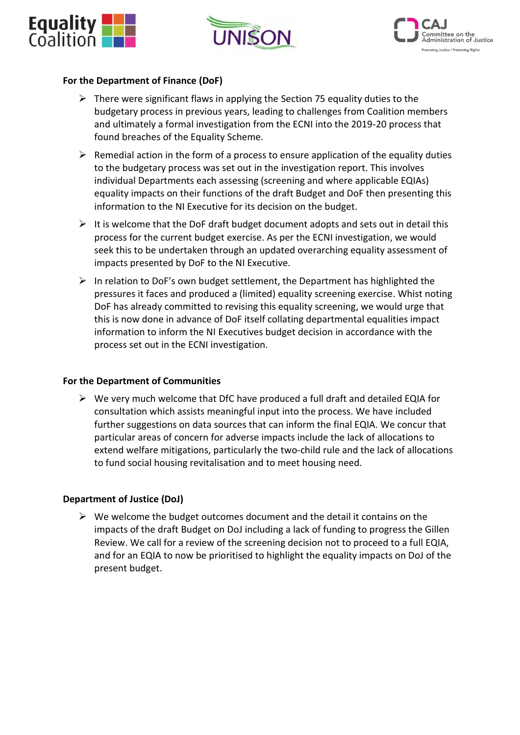**For the Department of Finance (DoF)**

- There were significant flaws in applying the Section 75 equality duties to the budgetary process in previous years, leading to challenges from Coalition members and ultimately a formal investigation from the ECNI into the 2019-20 process that found breaches of the Equality Scheme.
- Remedial action in the form of a process to ensure application of the equality duties to the budgetary process was set out in the investigation report. This involves individual Departments each assessing (screening and where applicable EQIAs) equality impacts on their functions of the draft Budget and DoF then presenting this information to the NI Executive for its decision on the budget.
- It is welcome that the DoF draft budget document adopts and sets out in detail this process for the current budget exercise. As per the ECNI investigation, we would seek this to be undertaken through an updated overarching equality assessment of impacts presented by DoF to the NI Executive.
- In relation to DoF's own budget settlement, the Department has highlighted the pressures it faces and produced a (limited) equality screening exercise. Whist noting DoF has already committed to revising this equality screening, we would urge that this is now done in advance of DoF itself collating departmental equalities impact information to inform the NI Executives budget decision in accordance with the process set out in the ECNI investigation.

**For the Department of Communities**

- We very much welcome that DfC have produced a full draft and detailed EQIA for consultation which assists meaningful input into the process. We have included further suggestions on data sources that can inform the final EQIA. We concur that particular areas of concern for adverse impacts include the lack of allocations to extend welfare mitigations, particularly the two-child rule and the lack of allocations to fund social housing revitalisation and to meet housing need.

**Department of Justice (DoJ)**

- We welcome the budget outcomes document and the detail it contains on the impacts of the draft Budget on DoJ including a lack of funding to progress the Gillen Review. We call for a review of the screening decision not to proceed to a full EQIA, and for an EQIA to now be prioritised to highlight the equality impacts on DoJ of the present budget.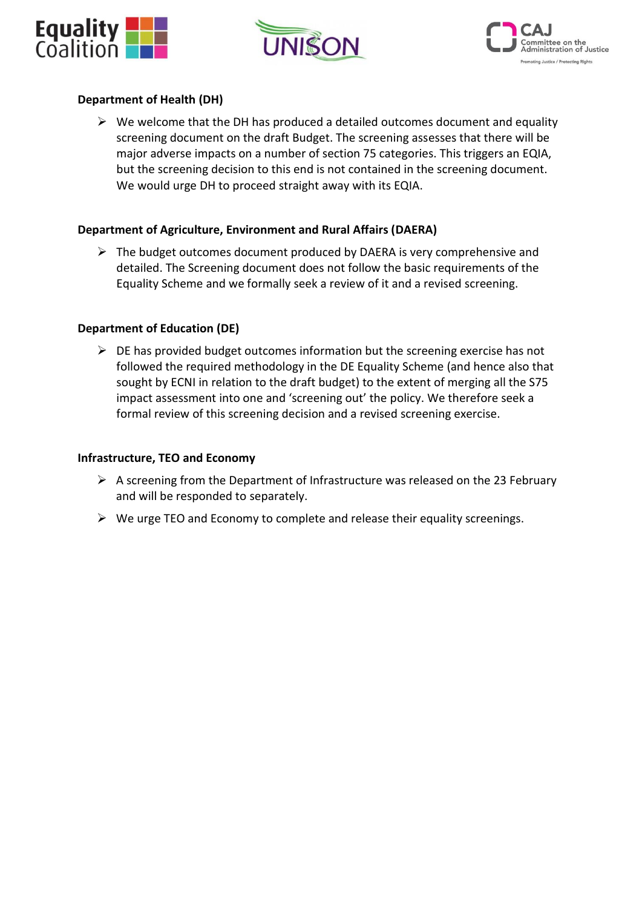### Department of Health (DH)

- We welcome that the DH has produced a detailed outcomes document and equality screening document on the draft Budget. The screening assesses that there will be major adverse impacts on a number of section 75 categories. This triggers an EQIA, but the screening decision to this end is not contained in the screening document. We would urge DH to proceed straight away with its EQIA.

### Department of Agriculture, Environment and Rural Affairs (DAERA)

- The budget outcomes document produced by DAERA is very comprehensive and detailed. The Screening document does not follow the basic requirements of the Equality Scheme and we formally seek a review of it and a revised screening.

### Department of Education (DE)

- DE has provided budget outcomes information but the screening exercise has not followed the required methodology in the DE Equality Scheme (and hence also that sought by ECNI in relation to the draft budget) to the extent of merging all the S75 impact assessment into one and 'screening out' the policy. We therefore seek a formal review of this screening decision and a revised screening exercise.

### Infrastructure, TEO and Economy

- A screening from the Department of Infrastructure was released on the 23 February and will be responded to separately.
- We urge TEO and Economy to complete and release their equality screenings.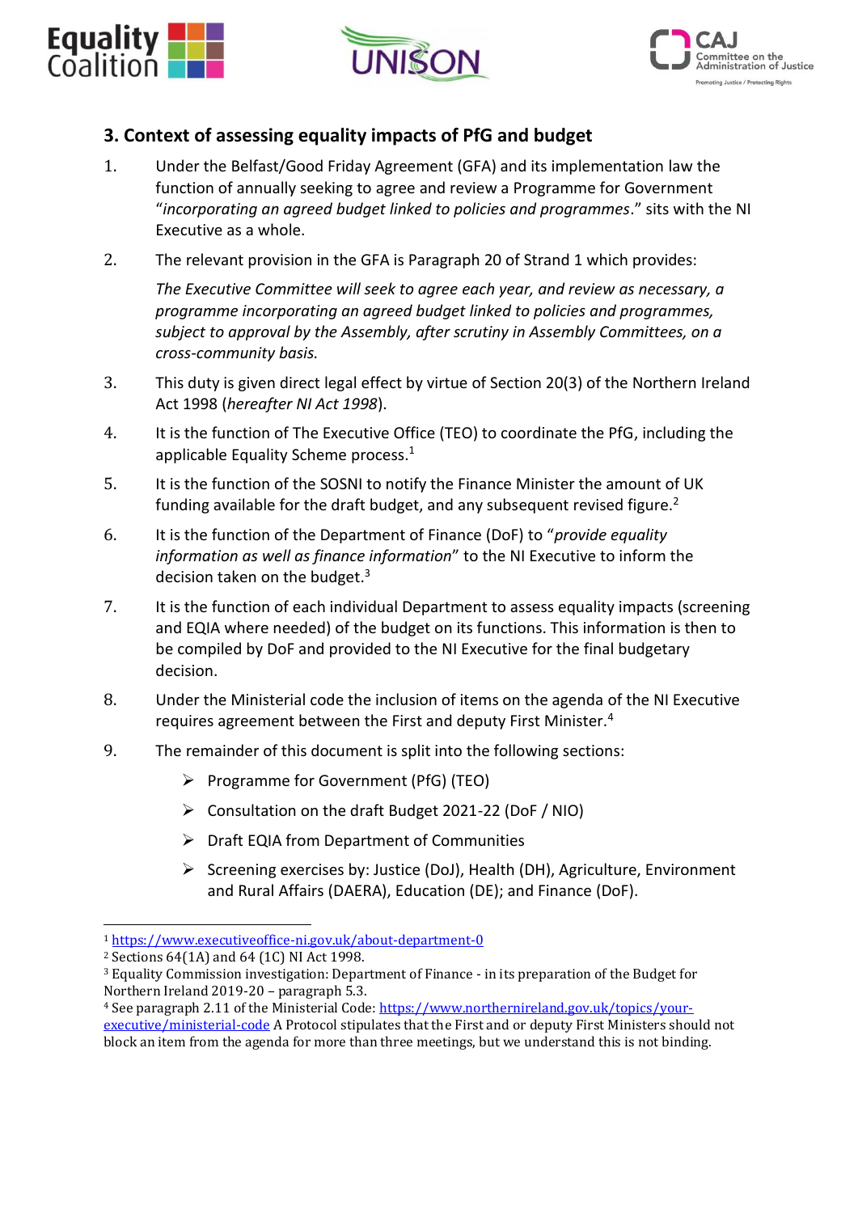## 3. Context of assessing equality impacts of PfG and budget

1. Under the Belfast/Good Friday Agreement (GFA) and its implementation law the function of annually seeking to agree and review a Programme for Government "*incorporating an agreed budget linked to policies and programmes*." sits with the NI Executive as a whole.

2. The relevant provision in the GFA is Paragraph 20 of Strand 1 which provides:

   *The Executive Committee will seek to agree each year, and review as necessary, a programme incorporating an agreed budget linked to policies and programmes, subject to approval by the Assembly, after scrutiny in Assembly Committees, on a cross-community basis.*

3. This duty is given direct legal effect by virtue of Section 20(3) of the Northern Ireland Act 1998 (*hereafter NI Act 1998*).

4. It is the function of The Executive Office (TEO) to coordinate the PfG, including the applicable Equality Scheme process.[1]

5. It is the function of the SOSNI to notify the Finance Minister the amount of UK funding available for the draft budget, and any subsequent revised figure.[2]

6. It is the function of the Department of Finance (DoF) to "*provide equality information as well as finance information*" to the NI Executive to inform the decision taken on the budget.[3]

7. It is the function of each individual Department to assess equality impacts (screening and EQIA where needed) of the budget on its functions. This information is then to be compiled by DoF and provided to the NI Executive for the final budgetary decision.

8. Under the Ministerial code the inclusion of items on the agenda of the NI Executive requires agreement between the First and deputy First Minister.[4]

9. The remainder of this document is split into the following sections:

   - Programme for Government (PfG) (TEO)
   - Consultation on the draft Budget 2021-22 (DoF / NIO)
   - Draft EQIA from Department of Communities
   - Screening exercises by: Justice (DoJ), Health (DH), Agriculture, Environment and Rural Affairs (DAERA), Education (DE); and Finance (DoF).

---

[1] https://www.executiveoffice-ni.gov.uk/about-department-0

[2] Sections 64(1A) and 64 (1C) NI Act 1998.

[3] Equality Commission investigation: Department of Finance - in its preparation of the Budget for Northern Ireland 2019-20 – paragraph 5.3.

[4] See paragraph 2.11 of the Ministerial Code: https://www.northernireland.gov.uk/topics/your-executive/ministerial-code A Protocol stipulates that the First and or deputy First Ministers should not block an item from the agenda for more than three meetings, but we understand this is not binding.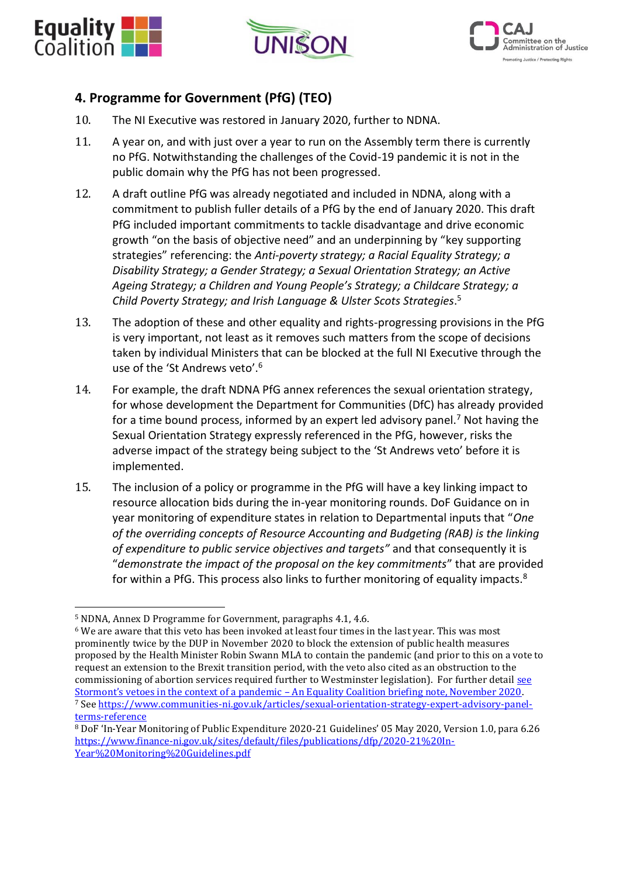## 4. Programme for Government (PfG) (TEO)

10. The NI Executive was restored in January 2020, further to NDNA.

11. A year on, and with just over a year to run on the Assembly term there is currently no PfG. Notwithstanding the challenges of the Covid-19 pandemic it is not in the public domain why the PfG has not been progressed.

12. A draft outline PfG was already negotiated and included in NDNA, along with a commitment to publish fuller details of a PfG by the end of January 2020. This draft PfG included important commitments to tackle disadvantage and drive economic growth "on the basis of objective need" and an underpinning by "key supporting strategies" referencing: the *Anti-poverty strategy; a Racial Equality Strategy; a Disability Strategy; a Gender Strategy; a Sexual Orientation Strategy; an Active Ageing Strategy; a Children and Young People's Strategy; a Childcare Strategy; a Child Poverty Strategy; and Irish Language & Ulster Scots Strategies*.[5]

13. The adoption of these and other equality and rights-progressing provisions in the PfG is very important, not least as it removes such matters from the scope of decisions taken by individual Ministers that can be blocked at the full NI Executive through the use of the 'St Andrews veto'.[6]

14. For example, the draft NDNA PfG annex references the sexual orientation strategy, for whose development the Department for Communities (DfC) has already provided for a time bound process, informed by an expert led advisory panel.[7] Not having the Sexual Orientation Strategy expressly referenced in the PfG, however, risks the adverse impact of the strategy being subject to the 'St Andrews veto' before it is implemented.

15. The inclusion of a policy or programme in the PfG will have a key linking impact to resource allocation bids during the in-year monitoring rounds. DoF Guidance on in year monitoring of expenditure states in relation to Departmental inputs that "*One of the overriding concepts of Resource Accounting and Budgeting (RAB) is the linking of expenditure to public service objectives and targets"* and that consequently it is "*demonstrate the impact of the proposal on the key commitments*" that are provided for within a PfG. This process also links to further monitoring of equality impacts.[8]

---

[5] NDNA, Annex D Programme for Government, paragraphs 4.1, 4.6.

[6] We are aware that this veto has been invoked at least four times in the last year. This was most prominently twice by the DUP in November 2020 to block the extension of public health measures proposed by the Health Minister Robin Swann MLA to contain the pandemic (and prior to this on a vote to request an extension to the Brexit transition period, with the veto also cited as an obstruction to the commissioning of abortion services required further to Westminster legislation). For further detail see Stormont's vetoes in the context of a pandemic – An Equality Coalition briefing note, November 2020.

[7] See https://www.communities-ni.gov.uk/articles/sexual-orientation-strategy-expert-advisory-panel-terms-reference

[8] DoF 'In-Year Monitoring of Public Expenditure 2020-21 Guidelines' 05 May 2020, Version 1.0, para 6.26 https://www.finance-ni.gov.uk/sites/default/files/publications/dfp/2020-21%20In-Year%20Monitoring%20Guidelines.pdf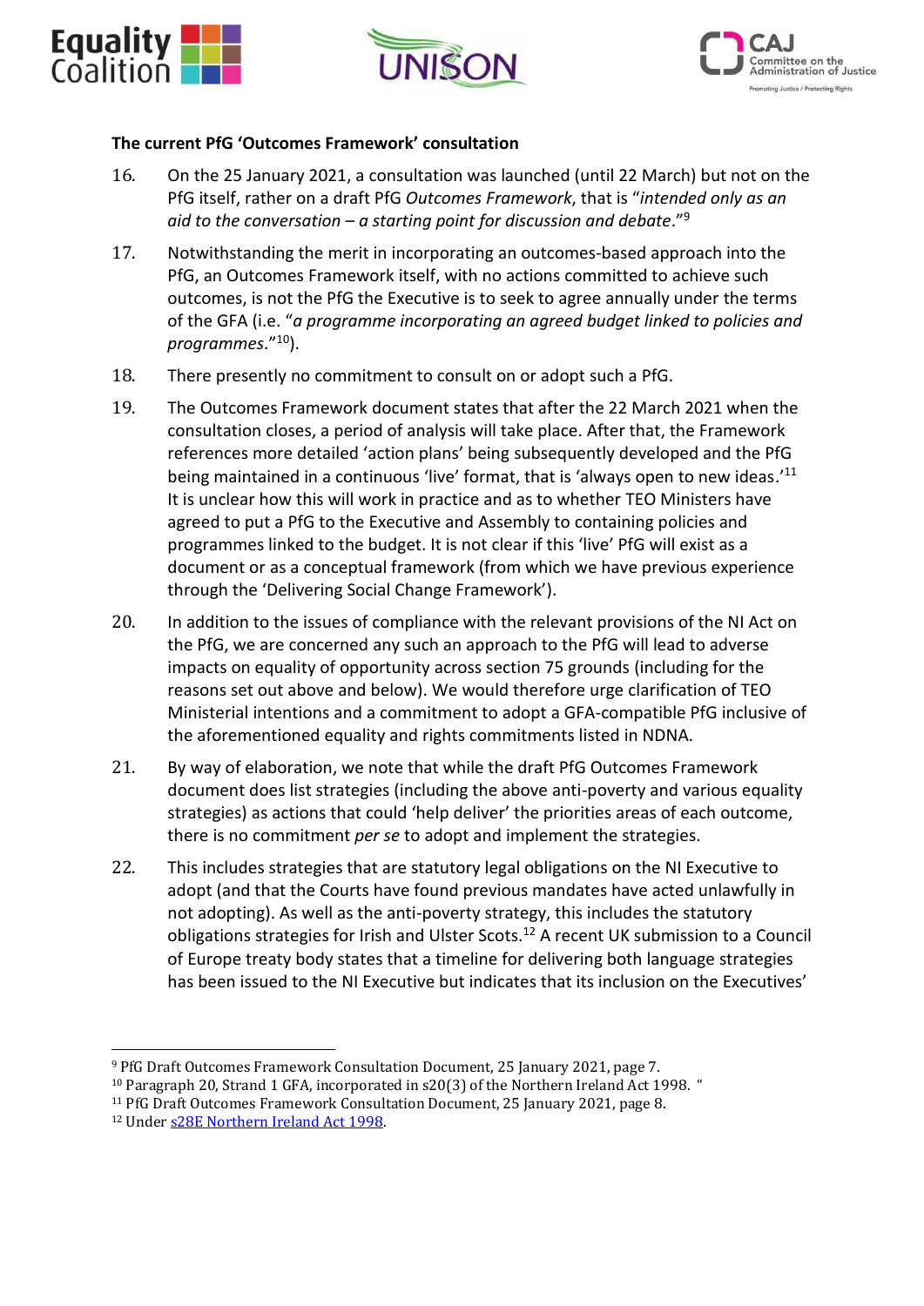**The current PfG 'Outcomes Framework' consultation**

16. On the 25 January 2021, a consultation was launched (until 22 March) but not on the PfG itself, rather on a draft PfG *Outcomes Framework*, that is "*intended only as an aid to the conversation – a starting point for discussion and debate*."[9]

17. Notwithstanding the merit in incorporating an outcomes-based approach into the PfG, an Outcomes Framework itself, with no actions committed to achieve such outcomes, is not the PfG the Executive is to seek to agree annually under the terms of the GFA (i.e. "*a programme incorporating an agreed budget linked to policies and programmes*."[10]).

18. There presently no commitment to consult on or adopt such a PfG.

19. The Outcomes Framework document states that after the 22 March 2021 when the consultation closes, a period of analysis will take place. After that, the Framework references more detailed 'action plans' being subsequently developed and the PfG being maintained in a continuous 'live' format, that is 'always open to new ideas.'[11] It is unclear how this will work in practice and as to whether TEO Ministers have agreed to put a PfG to the Executive and Assembly to containing policies and programmes linked to the budget. It is not clear if this 'live' PfG will exist as a document or as a conceptual framework (from which we have previous experience through the 'Delivering Social Change Framework').

20. In addition to the issues of compliance with the relevant provisions of the NI Act on the PfG, we are concerned any such an approach to the PfG will lead to adverse impacts on equality of opportunity across section 75 grounds (including for the reasons set out above and below). We would therefore urge clarification of TEO Ministerial intentions and a commitment to adopt a GFA-compatible PfG inclusive of the aforementioned equality and rights commitments listed in NDNA.

21. By way of elaboration, we note that while the draft PfG Outcomes Framework document does list strategies (including the above anti-poverty and various equality strategies) as actions that could 'help deliver' the priorities areas of each outcome, there is no commitment *per se* to adopt and implement the strategies.

22. This includes strategies that are statutory legal obligations on the NI Executive to adopt (and that the Courts have found previous mandates have acted unlawfully in not adopting). As well as the anti-poverty strategy, this includes the statutory obligations strategies for Irish and Ulster Scots.[12] A recent UK submission to a Council of Europe treaty body states that a timeline for delivering both language strategies has been issued to the NI Executive but indicates that its inclusion on the Executives'

---

[9] PfG Draft Outcomes Framework Consultation Document, 25 January 2021, page 7.
[10] Paragraph 20, Strand 1 GFA, incorporated in s20(3) of the Northern Ireland Act 1998. "
[11] PfG Draft Outcomes Framework Consultation Document, 25 January 2021, page 8.
[12] Under s28E Northern Ireland Act 1998.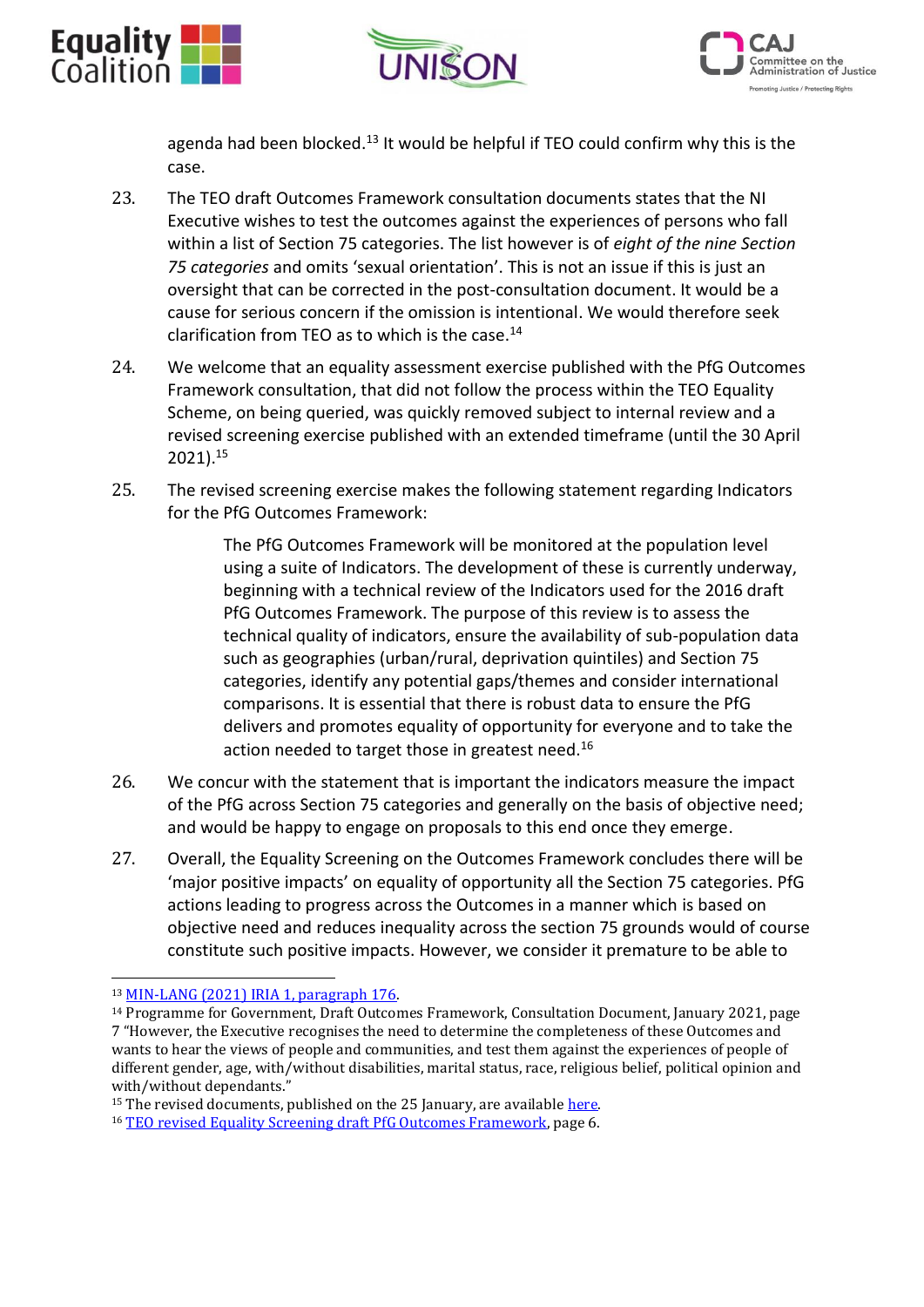agenda had been blocked.[13] It would be helpful if TEO could confirm why this is the case.

23. The TEO draft Outcomes Framework consultation documents states that the NI Executive wishes to test the outcomes against the experiences of persons who fall within a list of Section 75 categories. The list however is of *eight of the nine Section 75 categories* and omits 'sexual orientation'. This is not an issue if this is just an oversight that can be corrected in the post-consultation document. It would be a cause for serious concern if the omission is intentional. We would therefore seek clarification from TEO as to which is the case.[14]

24. We welcome that an equality assessment exercise published with the PfG Outcomes Framework consultation, that did not follow the process within the TEO Equality Scheme, on being queried, was quickly removed subject to internal review and a revised screening exercise published with an extended timeframe (until the 30 April 2021).[15]

25. The revised screening exercise makes the following statement regarding Indicators for the PfG Outcomes Framework:

> The PfG Outcomes Framework will be monitored at the population level using a suite of Indicators. The development of these is currently underway, beginning with a technical review of the Indicators used for the 2016 draft PfG Outcomes Framework. The purpose of this review is to assess the technical quality of indicators, ensure the availability of sub-population data such as geographies (urban/rural, deprivation quintiles) and Section 75 categories, identify any potential gaps/themes and consider international comparisons. It is essential that there is robust data to ensure the PfG delivers and promotes equality of opportunity for everyone and to take the action needed to target those in greatest need.[16]

26. We concur with the statement that is important the indicators measure the impact of the PfG across Section 75 categories and generally on the basis of objective need; and would be happy to engage on proposals to this end once they emerge.

27. Overall, the Equality Screening on the Outcomes Framework concludes there will be 'major positive impacts' on equality of opportunity all the Section 75 categories. PfG actions leading to progress across the Outcomes in a manner which is based on objective need and reduces inequality across the section 75 grounds would of course constitute such positive impacts. However, we consider it premature to be able to

---

[13] MIN-LANG (2021) IRIA 1, paragraph 176.

[14] Programme for Government, Draft Outcomes Framework, Consultation Document, January 2021, page 7 "However, the Executive recognises the need to determine the completeness of these Outcomes and wants to hear the views of people and communities, and test them against the experiences of people of different gender, age, with/without disabilities, marital status, race, religious belief, political opinion and with/without dependants."

[15] The revised documents, published on the 25 January, are available here.

[16] TEO revised Equality Screening draft PfG Outcomes Framework, page 6.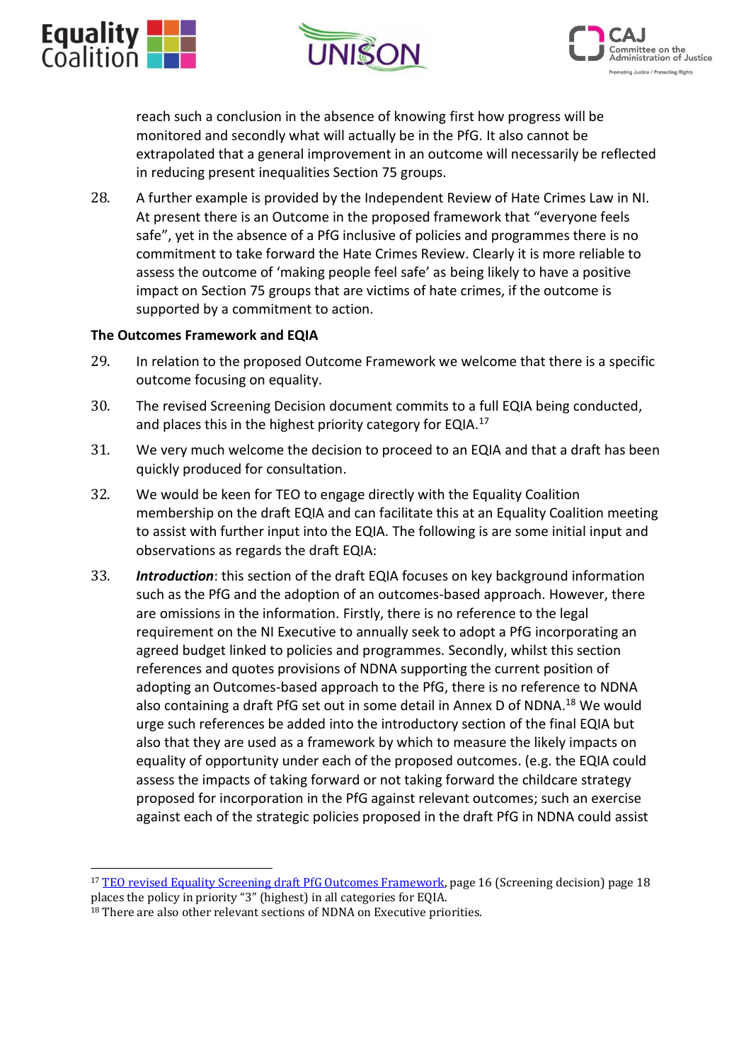reach such a conclusion in the absence of knowing first how progress will be monitored and secondly what will actually be in the PfG. It also cannot be extrapolated that a general improvement in an outcome will necessarily be reflected in reducing present inequalities Section 75 groups.

28. A further example is provided by the Independent Review of Hate Crimes Law in NI. At present there is an Outcome in the proposed framework that "everyone feels safe", yet in the absence of a PfG inclusive of policies and programmes there is no commitment to take forward the Hate Crimes Review. Clearly it is more reliable to assess the outcome of 'making people feel safe' as being likely to have a positive impact on Section 75 groups that are victims of hate crimes, if the outcome is supported by a commitment to action.

**The Outcomes Framework and EQIA**

29. In relation to the proposed Outcome Framework we welcome that there is a specific outcome focusing on equality.

30. The revised Screening Decision document commits to a full EQIA being conducted, and places this in the highest priority category for EQIA.[17]

31. We very much welcome the decision to proceed to an EQIA and that a draft has been quickly produced for consultation.

32. We would be keen for TEO to engage directly with the Equality Coalition membership on the draft EQIA and can facilitate this at an Equality Coalition meeting to assist with further input into the EQIA. The following is are some initial input and observations as regards the draft EQIA:

33. ***Introduction***: this section of the draft EQIA focuses on key background information such as the PfG and the adoption of an outcomes-based approach. However, there are omissions in the information. Firstly, there is no reference to the legal requirement on the NI Executive to annually seek to adopt a PfG incorporating an agreed budget linked to policies and programmes. Secondly, whilst this section references and quotes provisions of NDNA supporting the current position of adopting an Outcomes-based approach to the PfG, there is no reference to NDNA also containing a draft PfG set out in some detail in Annex D of NDNA.[18] We would urge such references be added into the introductory section of the final EQIA but also that they are used as a framework by which to measure the likely impacts on equality of opportunity under each of the proposed outcomes. (e.g. the EQIA could assess the impacts of taking forward or not taking forward the childcare strategy proposed for incorporation in the PfG against relevant outcomes; such an exercise against each of the strategic policies proposed in the draft PfG in NDNA could assist

---

[17] TEO revised Equality Screening draft PfG Outcomes Framework, page 16 (Screening decision) page 18 places the policy in priority "3" (highest) in all categories for EQIA.

[18] There are also other relevant sections of NDNA on Executive priorities.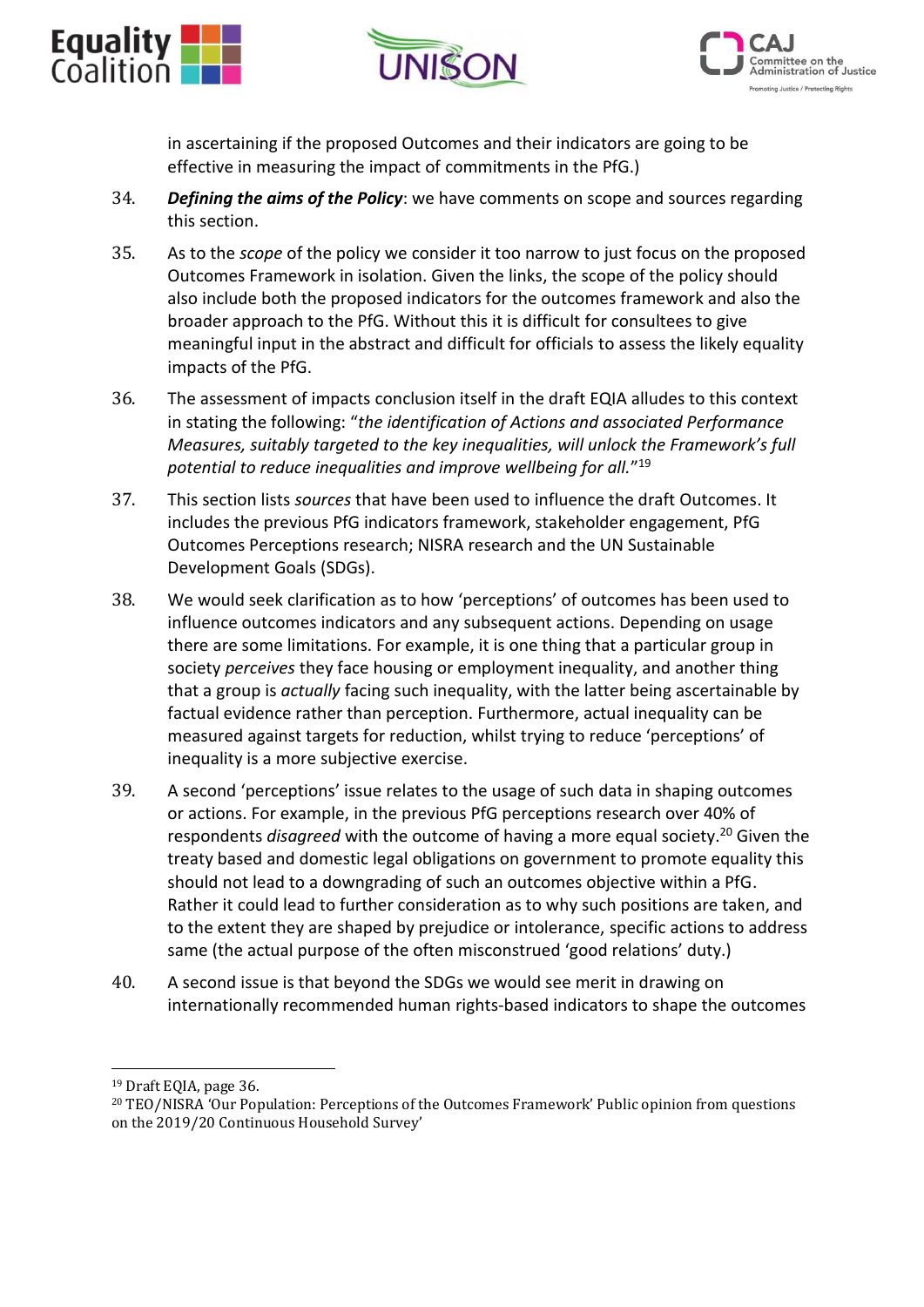in ascertaining if the proposed Outcomes and their indicators are going to be effective in measuring the impact of commitments in the PfG.)

34. ***Defining the aims of the Policy***: we have comments on scope and sources regarding this section.

35. As to the *scope* of the policy we consider it too narrow to just focus on the proposed Outcomes Framework in isolation. Given the links, the scope of the policy should also include both the proposed indicators for the outcomes framework and also the broader approach to the PfG. Without this it is difficult for consultees to give meaningful input in the abstract and difficult for officials to assess the likely equality impacts of the PfG.

36. The assessment of impacts conclusion itself in the draft EQIA alludes to this context in stating the following: "*the identification of Actions and associated Performance Measures, suitably targeted to the key inequalities, will unlock the Framework's full potential to reduce inequalities and improve wellbeing for all.*"[19]

37. This section lists *sources* that have been used to influence the draft Outcomes. It includes the previous PfG indicators framework, stakeholder engagement, PfG Outcomes Perceptions research; NISRA research and the UN Sustainable Development Goals (SDGs).

38. We would seek clarification as to how 'perceptions' of outcomes has been used to influence outcomes indicators and any subsequent actions. Depending on usage there are some limitations. For example, it is one thing that a particular group in society *perceives* they face housing or employment inequality, and another thing that a group is *actually* facing such inequality, with the latter being ascertainable by factual evidence rather than perception. Furthermore, actual inequality can be measured against targets for reduction, whilst trying to reduce 'perceptions' of inequality is a more subjective exercise.

39. A second 'perceptions' issue relates to the usage of such data in shaping outcomes or actions. For example, in the previous PfG perceptions research over 40% of respondents *disagreed* with the outcome of having a more equal society.[20] Given the treaty based and domestic legal obligations on government to promote equality this should not lead to a downgrading of such an outcomes objective within a PfG. Rather it could lead to further consideration as to why such positions are taken, and to the extent they are shaped by prejudice or intolerance, specific actions to address same (the actual purpose of the often misconstrued 'good relations' duty.)

40. A second issue is that beyond the SDGs we would see merit in drawing on internationally recommended human rights-based indicators to shape the outcomes

---

[19] Draft EQIA, page 36.

[20] TEO/NISRA 'Our Population: Perceptions of the Outcomes Framework' Public opinion from questions on the 2019/20 Continuous Household Survey'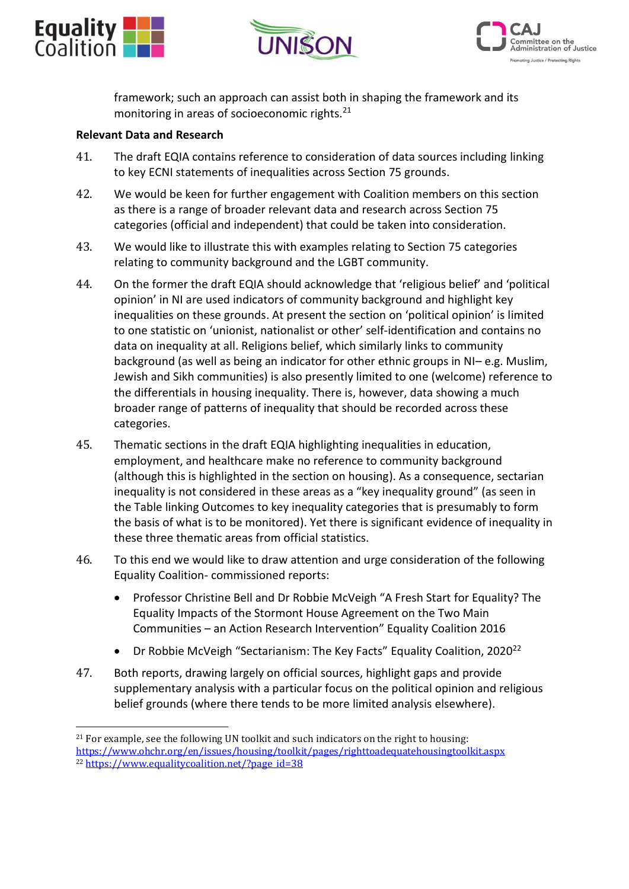framework; such an approach can assist both in shaping the framework and its monitoring in areas of socioeconomic rights.[21]

**Relevant Data and Research**

41. The draft EQIA contains reference to consideration of data sources including linking to key ECNI statements of inequalities across Section 75 grounds.

42. We would be keen for further engagement with Coalition members on this section as there is a range of broader relevant data and research across Section 75 categories (official and independent) that could be taken into consideration.

43. We would like to illustrate this with examples relating to Section 75 categories relating to community background and the LGBT community.

44. On the former the draft EQIA should acknowledge that 'religious belief' and 'political opinion' in NI are used indicators of community background and highlight key inequalities on these grounds. At present the section on 'political opinion' is limited to one statistic on 'unionist, nationalist or other' self-identification and contains no data on inequality at all. Religions belief, which similarly links to community background (as well as being an indicator for other ethnic groups in NI– e.g. Muslim, Jewish and Sikh communities) is also presently limited to one (welcome) reference to the differentials in housing inequality. There is, however, data showing a much broader range of patterns of inequality that should be recorded across these categories.

45. Thematic sections in the draft EQIA highlighting inequalities in education, employment, and healthcare make no reference to community background (although this is highlighted in the section on housing). As a consequence, sectarian inequality is not considered in these areas as a "key inequality ground" (as seen in the Table linking Outcomes to key inequality categories that is presumably to form the basis of what is to be monitored). Yet there is significant evidence of inequality in these three thematic areas from official statistics.

46. To this end we would like to draw attention and urge consideration of the following Equality Coalition- commissioned reports:

    - Professor Christine Bell and Dr Robbie McVeigh "A Fresh Start for Equality? The Equality Impacts of the Stormont House Agreement on the Two Main Communities – an Action Research Intervention" Equality Coalition 2016
    - Dr Robbie McVeigh "Sectarianism: The Key Facts" Equality Coalition, 2020[22]

47. Both reports, drawing largely on official sources, highlight gaps and provide supplementary analysis with a particular focus on the political opinion and religious belief grounds (where there tends to be more limited analysis elsewhere).

---

[21] For example, see the following UN toolkit and such indicators on the right to housing: https://www.ohchr.org/en/issues/housing/toolkit/pages/righttoadequatehousingtoolkit.aspx

[22] https://www.equalitycoalition.net/?page_id=38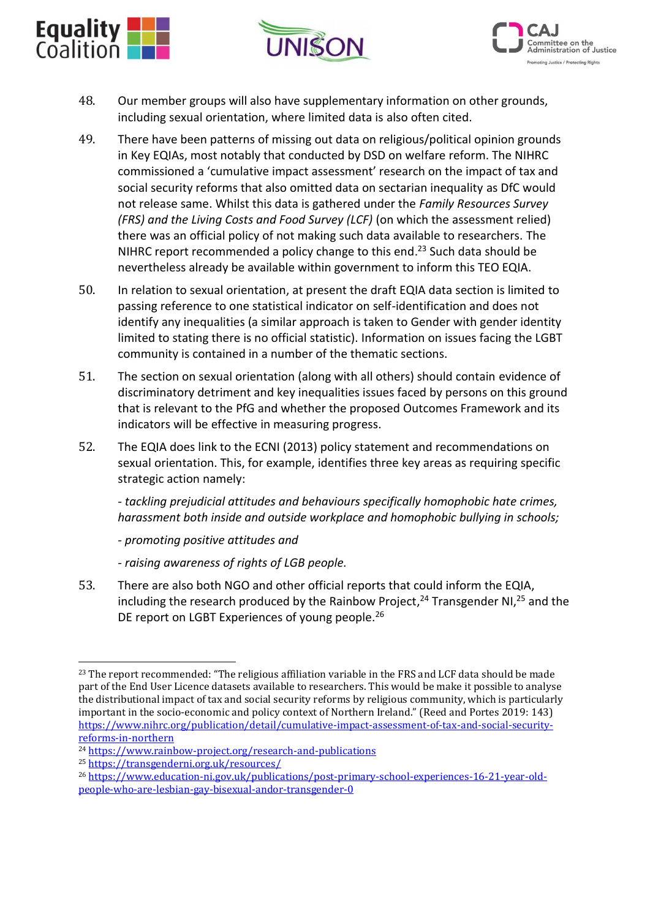48. Our member groups will also have supplementary information on other grounds, including sexual orientation, where limited data is also often cited.

49. There have been patterns of missing out data on religious/political opinion grounds in Key EQIAs, most notably that conducted by DSD on welfare reform. The NIHRC commissioned a 'cumulative impact assessment' research on the impact of tax and social security reforms that also omitted data on sectarian inequality as DfC would not release same. Whilst this data is gathered under the *Family Resources Survey (FRS) and the Living Costs and Food Survey (LCF)* (on which the assessment relied) there was an official policy of not making such data available to researchers. The NIHRC report recommended a policy change to this end.[23] Such data should be nevertheless already be available within government to inform this TEO EQIA.

50. In relation to sexual orientation, at present the draft EQIA data section is limited to passing reference to one statistical indicator on self-identification and does not identify any inequalities (a similar approach is taken to Gender with gender identity limited to stating there is no official statistic). Information on issues facing the LGBT community is contained in a number of the thematic sections.

51. The section on sexual orientation (along with all others) should contain evidence of discriminatory detriment and key inequalities issues faced by persons on this ground that is relevant to the PfG and whether the proposed Outcomes Framework and its indicators will be effective in measuring progress.

52. The EQIA does link to the ECNI (2013) policy statement and recommendations on sexual orientation. This, for example, identifies three key areas as requiring specific strategic action namely:

    *- tackling prejudicial attitudes and behaviours specifically homophobic hate crimes, harassment both inside and outside workplace and homophobic bullying in schools;*

    *- promoting positive attitudes and*

    *- raising awareness of rights of LGB people.*

53. There are also both NGO and other official reports that could inform the EQIA, including the research produced by the Rainbow Project,[24] Transgender NI,[25] and the DE report on LGBT Experiences of young people.[26]

---

[23] The report recommended: "The religious affiliation variable in the FRS and LCF data should be made part of the End User Licence datasets available to researchers. This would be make it possible to analyse the distributional impact of tax and social security reforms by religious community, which is particularly important in the socio-economic and policy context of Northern Ireland." (Reed and Portes 2019: 143) https://www.nihrc.org/publication/detail/cumulative-impact-assessment-of-tax-and-social-security-reforms-in-northern

[24] https://www.rainbow-project.org/research-and-publications

[25] https://transgenderni.org.uk/resources/

[26] https://www.education-ni.gov.uk/publications/post-primary-school-experiences-16-21-year-old-people-who-are-lesbian-gay-bisexual-andor-transgender-0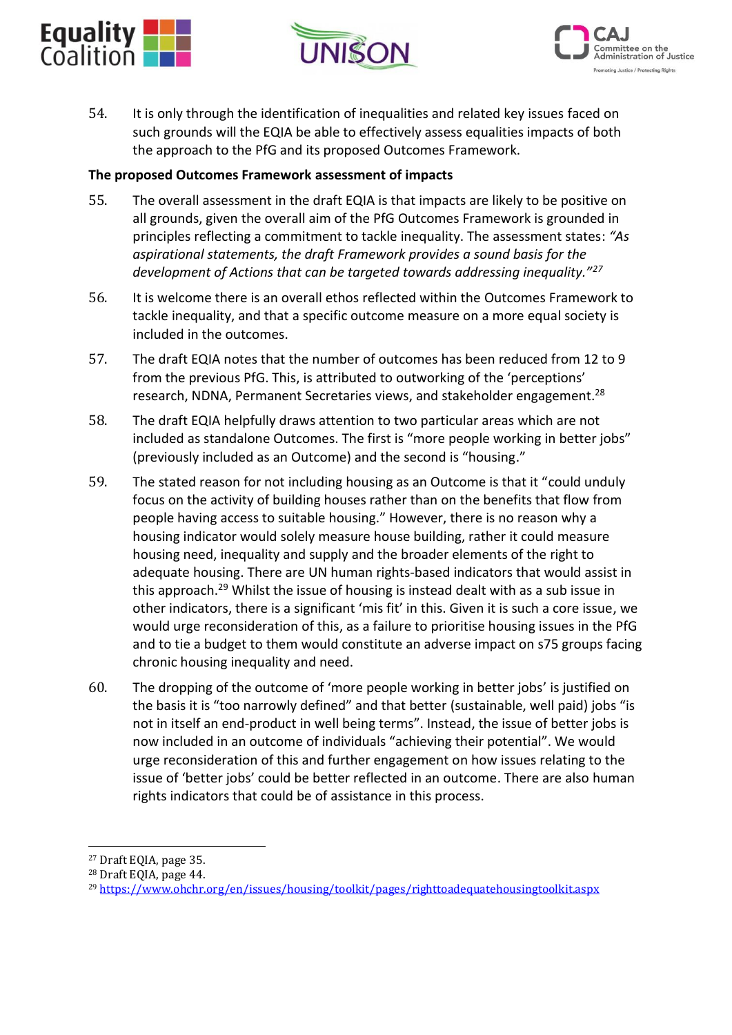54. It is only through the identification of inequalities and related key issues faced on such grounds will the EQIA be able to effectively assess equalities impacts of both the approach to the PfG and its proposed Outcomes Framework.

**The proposed Outcomes Framework assessment of impacts**

55. The overall assessment in the draft EQIA is that impacts are likely to be positive on all grounds, given the overall aim of the PfG Outcomes Framework is grounded in principles reflecting a commitment to tackle inequality. The assessment states: *"As aspirational statements, the draft Framework provides a sound basis for the development of Actions that can be targeted towards addressing inequality."*[27]

56. It is welcome there is an overall ethos reflected within the Outcomes Framework to tackle inequality, and that a specific outcome measure on a more equal society is included in the outcomes.

57. The draft EQIA notes that the number of outcomes has been reduced from 12 to 9 from the previous PfG. This, is attributed to outworking of the 'perceptions' research, NDNA, Permanent Secretaries views, and stakeholder engagement.[28]

58. The draft EQIA helpfully draws attention to two particular areas which are not included as standalone Outcomes. The first is "more people working in better jobs" (previously included as an Outcome) and the second is "housing."

59. The stated reason for not including housing as an Outcome is that it "could unduly focus on the activity of building houses rather than on the benefits that flow from people having access to suitable housing." However, there is no reason why a housing indicator would solely measure house building, rather it could measure housing need, inequality and supply and the broader elements of the right to adequate housing. There are UN human rights-based indicators that would assist in this approach.[29] Whilst the issue of housing is instead dealt with as a sub issue in other indicators, there is a significant 'mis fit' in this. Given it is such a core issue, we would urge reconsideration of this, as a failure to prioritise housing issues in the PfG and to tie a budget to them would constitute an adverse impact on s75 groups facing chronic housing inequality and need.

60. The dropping of the outcome of 'more people working in better jobs' is justified on the basis it is "too narrowly defined" and that better (sustainable, well paid) jobs "is not in itself an end-product in well being terms". Instead, the issue of better jobs is now included in an outcome of individuals "achieving their potential". We would urge reconsideration of this and further engagement on how issues relating to the issue of 'better jobs' could be better reflected in an outcome. There are also human rights indicators that could be of assistance in this process.

---

[27] Draft EQIA, page 35.

[28] Draft EQIA, page 44.

[29] https://www.ohchr.org/en/issues/housing/toolkit/pages/righttoadequatehousingtoolkit.aspx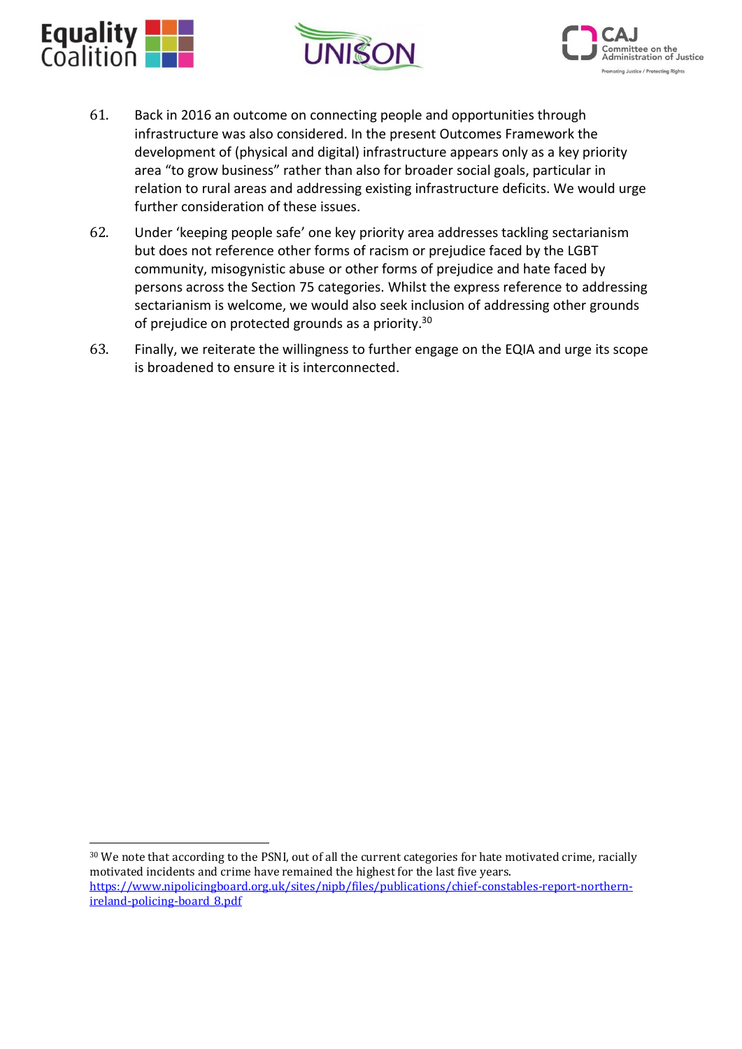61. Back in 2016 an outcome on connecting people and opportunities through infrastructure was also considered. In the present Outcomes Framework the development of (physical and digital) infrastructure appears only as a key priority area "to grow business" rather than also for broader social goals, particular in relation to rural areas and addressing existing infrastructure deficits. We would urge further consideration of these issues.

62. Under 'keeping people safe' one key priority area addresses tackling sectarianism but does not reference other forms of racism or prejudice faced by the LGBT community, misogynistic abuse or other forms of prejudice and hate faced by persons across the Section 75 categories. Whilst the express reference to addressing sectarianism is welcome, we would also seek inclusion of addressing other grounds of prejudice on protected grounds as a priority.[30]

63. Finally, we reiterate the willingness to further engage on the EQIA and urge its scope is broadened to ensure it is interconnected.

---

[30] We note that according to the PSNI, out of all the current categories for hate motivated crime, racially motivated incidents and crime have remained the highest for the last five years. https://www.nipolicingboard.org.uk/sites/nipb/files/publications/chief-constables-report-northern-ireland-policing-board_8.pdf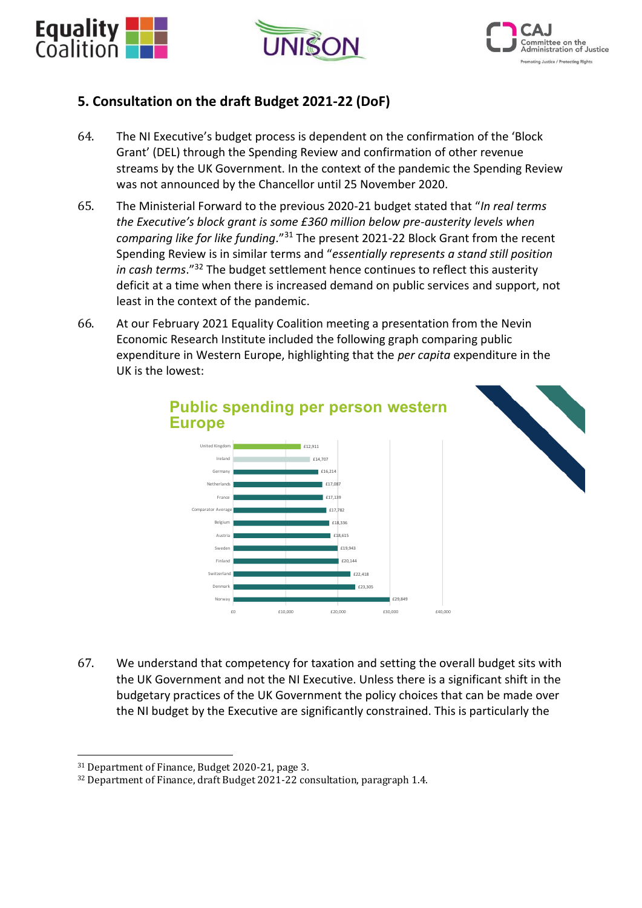## 5. Consultation on the draft Budget 2021-22 (DoF)

64. The NI Executive's budget process is dependent on the confirmation of the 'Block Grant' (DEL) through the Spending Review and confirmation of other revenue streams by the UK Government. In the context of the pandemic the Spending Review was not announced by the Chancellor until 25 November 2020.

65. The Ministerial Forward to the previous 2020-21 budget stated that "*In real terms the Executive's block grant is some £360 million below pre-austerity levels when comparing like for like funding*."[31] The present 2021-22 Block Grant from the recent Spending Review is in similar terms and "*essentially represents a stand still position in cash terms*."[32] The budget settlement hence continues to reflect this austerity deficit at a time when there is increased demand on public services and support, not least in the context of the pandemic.

66. At our February 2021 Equality Coalition meeting a presentation from the Nevin Economic Research Institute included the following graph comparing public expenditure in Western Europe, highlighting that the *per capita* expenditure in the UK is the lowest:

**Public spending per person western Europe**

| Country | Public spending per person |
|---|---|
| United Kingdom | £12,911 |
| Ireland | £14,707 |
| Germany | £16,214 |
| Netherlands | £17,087 |
| France | £17,139 |
| Comparator Average | £17,782 |
| Belgium | £18,336 |
| Austria | £18,615 |
| Sweden | £19,943 |
| Finland | £20,144 |
| Switzerland | £22,418 |
| Denmark | £23,305 |
| Norway | £29,849 |

67. We understand that competency for taxation and setting the overall budget sits with the UK Government and not the NI Executive. Unless there is a significant shift in the budgetary practices of the UK Government the policy choices that can be made over the NI budget by the Executive are significantly constrained. This is particularly the

[31] Department of Finance, Budget 2020-21, page 3.

[32] Department of Finance, draft Budget 2021-22 consultation, paragraph 1.4.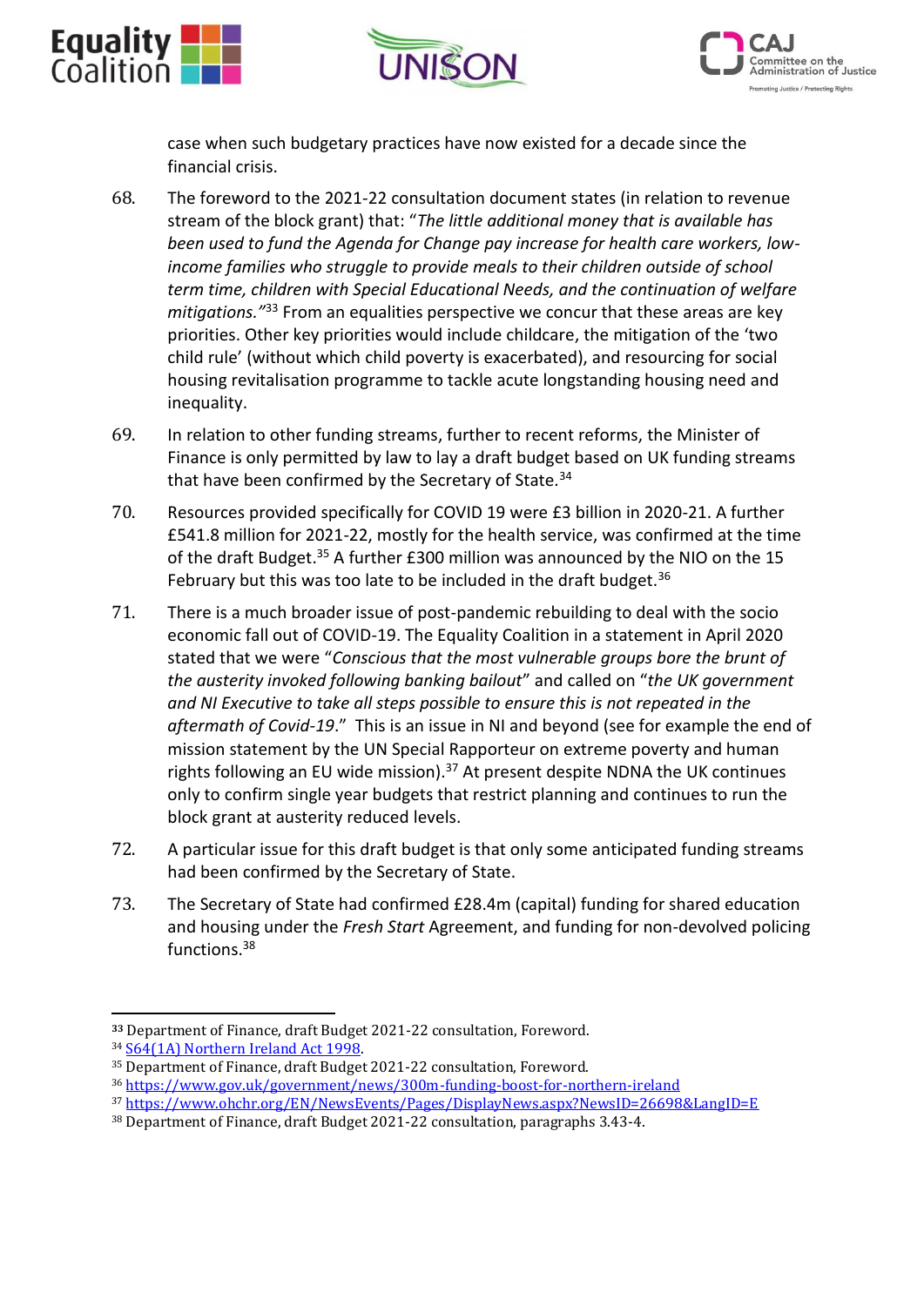case when such budgetary practices have now existed for a decade since the financial crisis.

68. The foreword to the 2021-22 consultation document states (in relation to revenue stream of the block grant) that: "*The little additional money that is available has been used to fund the Agenda for Change pay increase for health care workers, low-income families who struggle to provide meals to their children outside of school term time, children with Special Educational Needs, and the continuation of welfare mitigations.*"[33] From an equalities perspective we concur that these areas are key priorities. Other key priorities would include childcare, the mitigation of the 'two child rule' (without which child poverty is exacerbated), and resourcing for social housing revitalisation programme to tackle acute longstanding housing need and inequality.

69. In relation to other funding streams, further to recent reforms, the Minister of Finance is only permitted by law to lay a draft budget based on UK funding streams that have been confirmed by the Secretary of State.[34]

70. Resources provided specifically for COVID 19 were £3 billion in 2020-21. A further £541.8 million for 2021-22, mostly for the health service, was confirmed at the time of the draft Budget.[35] A further £300 million was announced by the NIO on the 15 February but this was too late to be included in the draft budget.[36]

71. There is a much broader issue of post-pandemic rebuilding to deal with the socio economic fall out of COVID-19. The Equality Coalition in a statement in April 2020 stated that we were "*Conscious that the most vulnerable groups bore the brunt of the austerity invoked following banking bailout*" and called on "*the UK government and NI Executive to take all steps possible to ensure this is not repeated in the aftermath of Covid-19*." This is an issue in NI and beyond (see for example the end of mission statement by the UN Special Rapporteur on extreme poverty and human rights following an EU wide mission).[37] At present despite NDNA the UK continues only to confirm single year budgets that restrict planning and continues to run the block grant at austerity reduced levels.

72. A particular issue for this draft budget is that only some anticipated funding streams had been confirmed by the Secretary of State.

73. The Secretary of State had confirmed £28.4m (capital) funding for shared education and housing under the *Fresh Start* Agreement, and funding for non-devolved policing functions.[38]

---

[33] Department of Finance, draft Budget 2021-22 consultation, Foreword.

[34] S64(1A) Northern Ireland Act 1998.

[35] Department of Finance, draft Budget 2021-22 consultation, Foreword.

[36] https://www.gov.uk/government/news/300m-funding-boost-for-northern-ireland

[37] https://www.ohchr.org/EN/NewsEvents/Pages/DisplayNews.aspx?NewsID=26698&LangID=E

[38] Department of Finance, draft Budget 2021-22 consultation, paragraphs 3.43-4.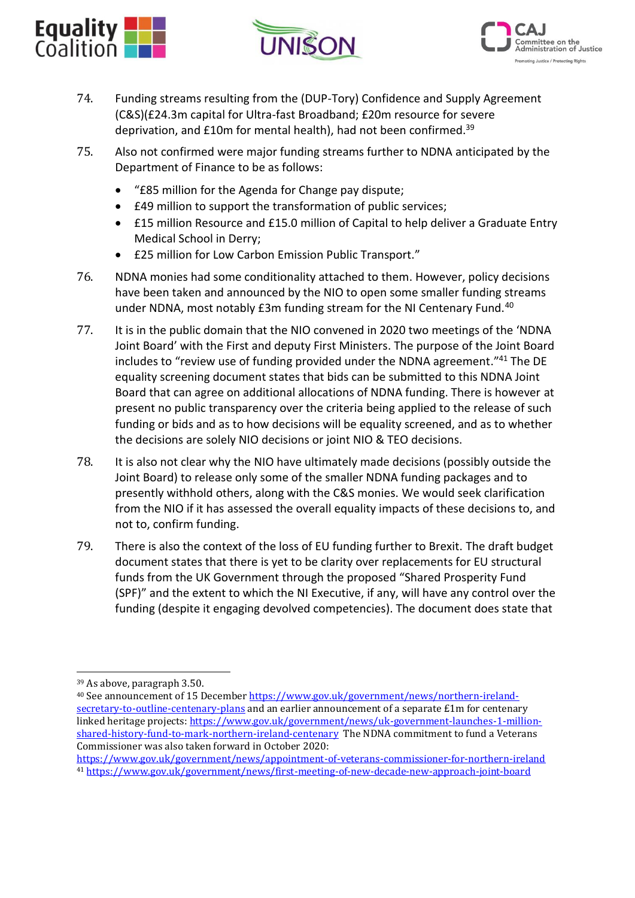74. Funding streams resulting from the (DUP-Tory) Confidence and Supply Agreement (C&S)(£24.3m capital for Ultra-fast Broadband; £20m resource for severe deprivation, and £10m for mental health), had not been confirmed.[39]

75. Also not confirmed were major funding streams further to NDNA anticipated by the Department of Finance to be as follows:

    - "£85 million for the Agenda for Change pay dispute;
    - £49 million to support the transformation of public services;
    - £15 million Resource and £15.0 million of Capital to help deliver a Graduate Entry Medical School in Derry;
    - £25 million for Low Carbon Emission Public Transport."

76. NDNA monies had some conditionality attached to them. However, policy decisions have been taken and announced by the NIO to open some smaller funding streams under NDNA, most notably £3m funding stream for the NI Centenary Fund.[40]

77. It is in the public domain that the NIO convened in 2020 two meetings of the 'NDNA Joint Board' with the First and deputy First Ministers. The purpose of the Joint Board includes to "review use of funding provided under the NDNA agreement."[41] The DE equality screening document states that bids can be submitted to this NDNA Joint Board that can agree on additional allocations of NDNA funding. There is however at present no public transparency over the criteria being applied to the release of such funding or bids and as to how decisions will be equality screened, and as to whether the decisions are solely NIO decisions or joint NIO & TEO decisions.

78. It is also not clear why the NIO have ultimately made decisions (possibly outside the Joint Board) to release only some of the smaller NDNA funding packages and to presently withhold others, along with the C&S monies. We would seek clarification from the NIO if it has assessed the overall equality impacts of these decisions to, and not to, confirm funding.

79. There is also the context of the loss of EU funding further to Brexit. The draft budget document states that there is yet to be clarity over replacements for EU structural funds from the UK Government through the proposed "Shared Prosperity Fund (SPF)" and the extent to which the NI Executive, if any, will have any control over the funding (despite it engaging devolved competencies). The document does state that

---

[39] As above, paragraph 3.50.

[40] See announcement of 15 December https://www.gov.uk/government/news/northern-ireland-secretary-to-outline-centenary-plans and an earlier announcement of a separate £1m for centenary linked heritage projects: https://www.gov.uk/government/news/uk-government-launches-1-million-shared-history-fund-to-mark-northern-ireland-centenary The NDNA commitment to fund a Veterans Commissioner was also taken forward in October 2020: https://www.gov.uk/government/news/appointment-of-veterans-commissioner-for-northern-ireland

[41] https://www.gov.uk/government/news/first-meeting-of-new-decade-new-approach-joint-board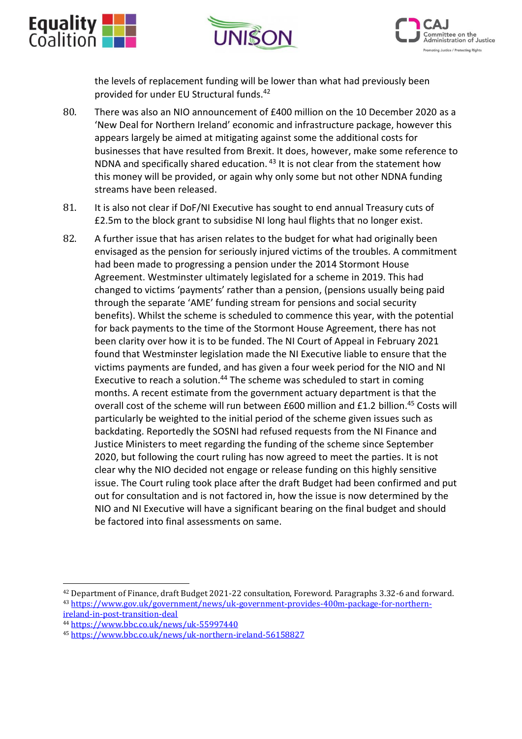the levels of replacement funding will be lower than what had previously been provided for under EU Structural funds.[42]

80. There was also an NIO announcement of £400 million on the 10 December 2020 as a 'New Deal for Northern Ireland' economic and infrastructure package, however this appears largely be aimed at mitigating against some the additional costs for businesses that have resulted from Brexit. It does, however, make some reference to NDNA and specifically shared education. [43] It is not clear from the statement how this money will be provided, or again why only some but not other NDNA funding streams have been released.

81. It is also not clear if DoF/NI Executive has sought to end annual Treasury cuts of £2.5m to the block grant to subsidise NI long haul flights that no longer exist.

82. A further issue that has arisen relates to the budget for what had originally been envisaged as the pension for seriously injured victims of the troubles. A commitment had been made to progressing a pension under the 2014 Stormont House Agreement. Westminster ultimately legislated for a scheme in 2019. This had changed to victims 'payments' rather than a pension, (pensions usually being paid through the separate 'AME' funding stream for pensions and social security benefits). Whilst the scheme is scheduled to commence this year, with the potential for back payments to the time of the Stormont House Agreement, there has not been clarity over how it is to be funded. The NI Court of Appeal in February 2021 found that Westminster legislation made the NI Executive liable to ensure that the victims payments are funded, and has given a four week period for the NIO and NI Executive to reach a solution.[44] The scheme was scheduled to start in coming months. A recent estimate from the government actuary department is that the overall cost of the scheme will run between £600 million and £1.2 billion.[45] Costs will particularly be weighted to the initial period of the scheme given issues such as backdating. Reportedly the SOSNI had refused requests from the NI Finance and Justice Ministers to meet regarding the funding of the scheme since September 2020, but following the court ruling has now agreed to meet the parties. It is not clear why the NIO decided not engage or release funding on this highly sensitive issue. The Court ruling took place after the draft Budget had been confirmed and put out for consultation and is not factored in, how the issue is now determined by the NIO and NI Executive will have a significant bearing on the final budget and should be factored into final assessments on same.

---

[42] Department of Finance, draft Budget 2021-22 consultation, Foreword. Paragraphs 3.32-6 and forward.

[43] https://www.gov.uk/government/news/uk-government-provides-400m-package-for-northern-ireland-in-post-transition-deal

[44] https://www.bbc.co.uk/news/uk-55997440

[45] https://www.bbc.co.uk/news/uk-northern-ireland-56158827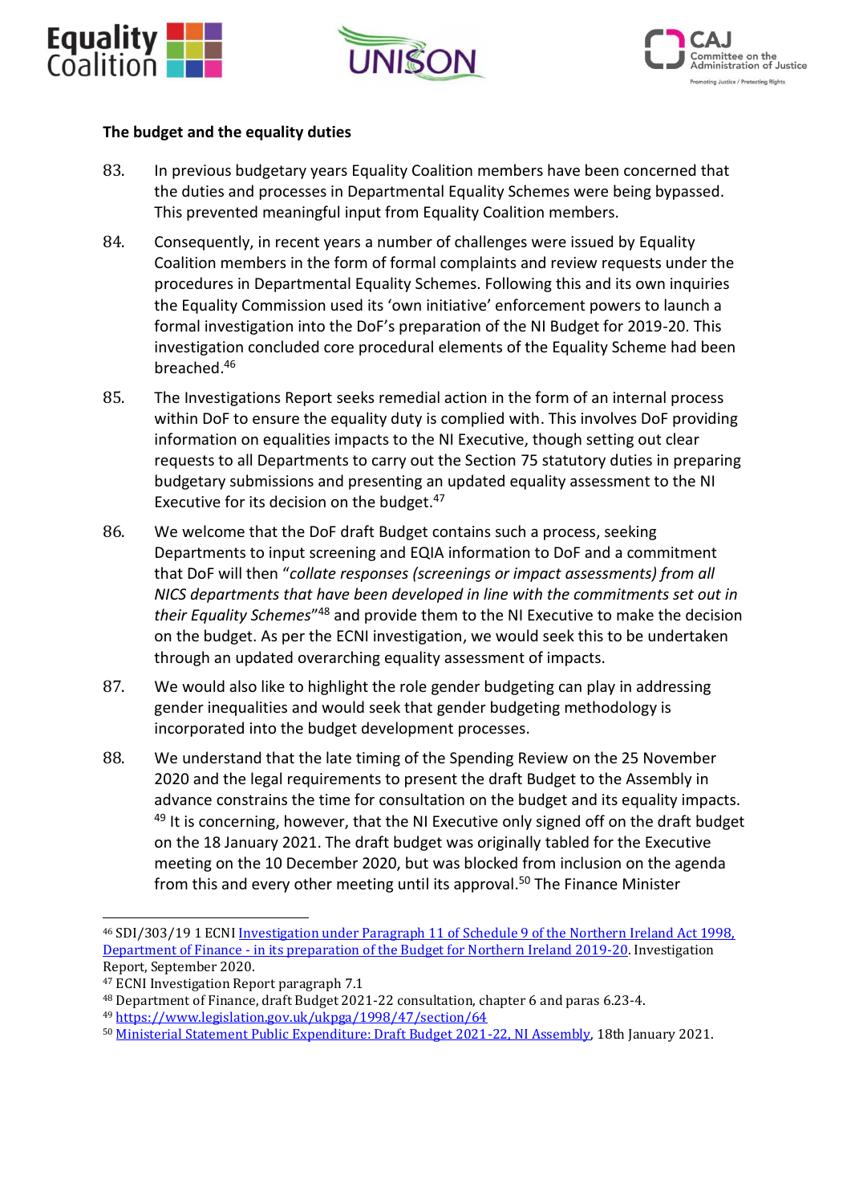**The budget and the equality duties**

83. In previous budgetary years Equality Coalition members have been concerned that the duties and processes in Departmental Equality Schemes were being bypassed. This prevented meaningful input from Equality Coalition members.

84. Consequently, in recent years a number of challenges were issued by Equality Coalition members in the form of formal complaints and review requests under the procedures in Departmental Equality Schemes. Following this and its own inquiries the Equality Commission used its 'own initiative' enforcement powers to launch a formal investigation into the DoF's preparation of the NI Budget for 2019-20. This investigation concluded core procedural elements of the Equality Scheme had been breached.[46]

85. The Investigations Report seeks remedial action in the form of an internal process within DoF to ensure the equality duty is complied with. This involves DoF providing information on equalities impacts to the NI Executive, though setting out clear requests to all Departments to carry out the Section 75 statutory duties in preparing budgetary submissions and presenting an updated equality assessment to the NI Executive for its decision on the budget.[47]

86. We welcome that the DoF draft Budget contains such a process, seeking Departments to input screening and EQIA information to DoF and a commitment that DoF will then "*collate responses (screenings or impact assessments) from all NICS departments that have been developed in line with the commitments set out in their Equality Schemes*"[48] and provide them to the NI Executive to make the decision on the budget. As per the ECNI investigation, we would seek this to be undertaken through an updated overarching equality assessment of impacts.

87. We would also like to highlight the role gender budgeting can play in addressing gender inequalities and would seek that gender budgeting methodology is incorporated into the budget development processes.

88. We understand that the late timing of the Spending Review on the 25 November 2020 and the legal requirements to present the draft Budget to the Assembly in advance constrains the time for consultation on the budget and its equality impacts.[49] It is concerning, however, that the NI Executive only signed off on the draft budget on the 18 January 2021. The draft budget was originally tabled for the Executive meeting on the 10 December 2020, but was blocked from inclusion on the agenda from this and every other meeting until its approval.[50] The Finance Minister

---

[46] SDI/303/19 1 ECNI Investigation under Paragraph 11 of Schedule 9 of the Northern Ireland Act 1998, Department of Finance - in its preparation of the Budget for Northern Ireland 2019-20. Investigation Report, September 2020.

[47] ECNI Investigation Report paragraph 7.1

[48] Department of Finance, draft Budget 2021-22 consultation, chapter 6 and paras 6.23-4.

[49] https://www.legislation.gov.uk/ukpga/1998/47/section/64

[50] Ministerial Statement Public Expenditure: Draft Budget 2021-22, NI Assembly, 18th January 2021.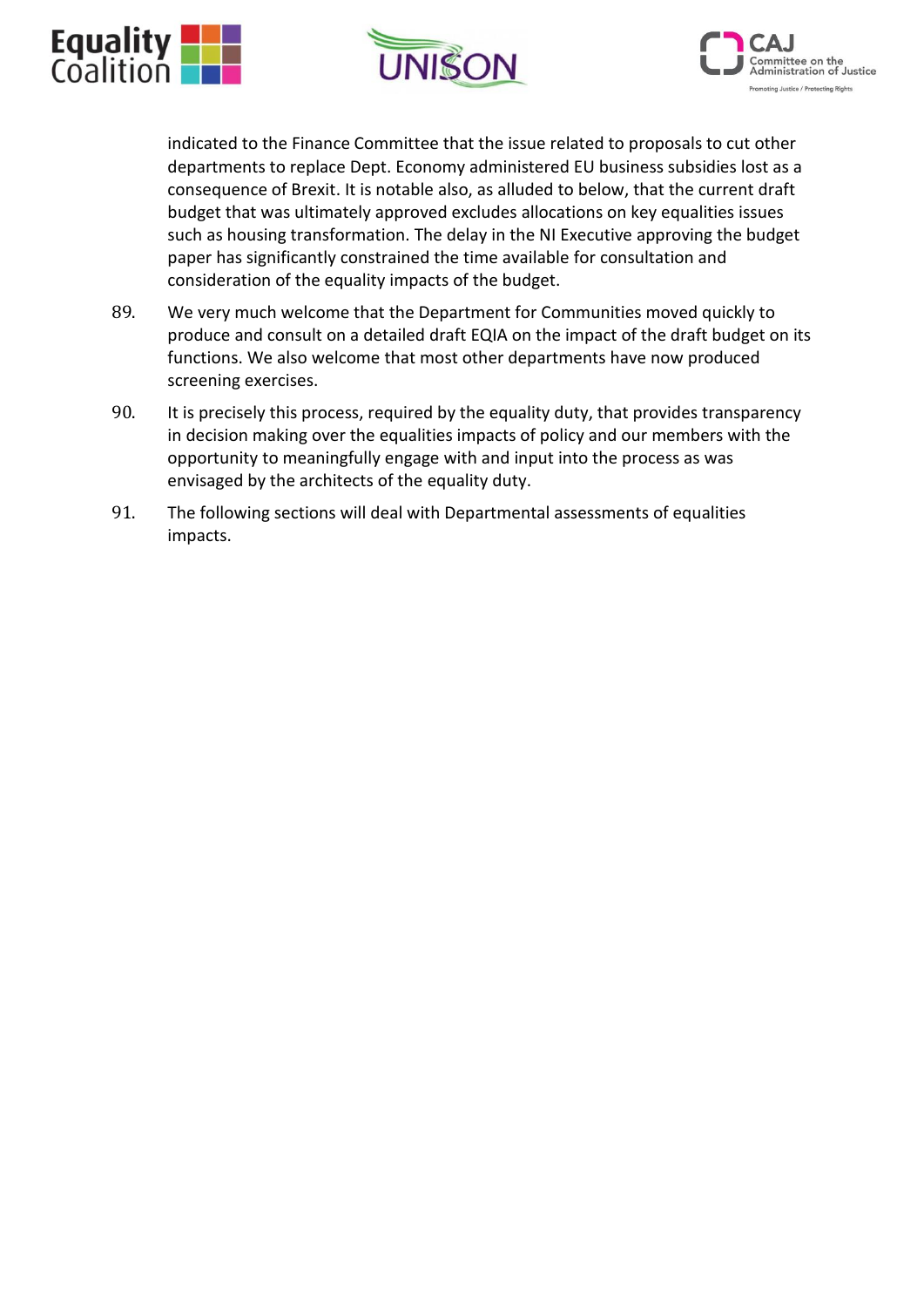indicated to the Finance Committee that the issue related to proposals to cut other departments to replace Dept. Economy administered EU business subsidies lost as a consequence of Brexit. It is notable also, as alluded to below, that the current draft budget that was ultimately approved excludes allocations on key equalities issues such as housing transformation. The delay in the NI Executive approving the budget paper has significantly constrained the time available for consultation and consideration of the equality impacts of the budget.

89. We very much welcome that the Department for Communities moved quickly to produce and consult on a detailed draft EQIA on the impact of the draft budget on its functions. We also welcome that most other departments have now produced screening exercises.

90. It is precisely this process, required by the equality duty, that provides transparency in decision making over the equalities impacts of policy and our members with the opportunity to meaningfully engage with and input into the process as was envisaged by the architects of the equality duty.

91. The following sections will deal with Departmental assessments of equalities impacts.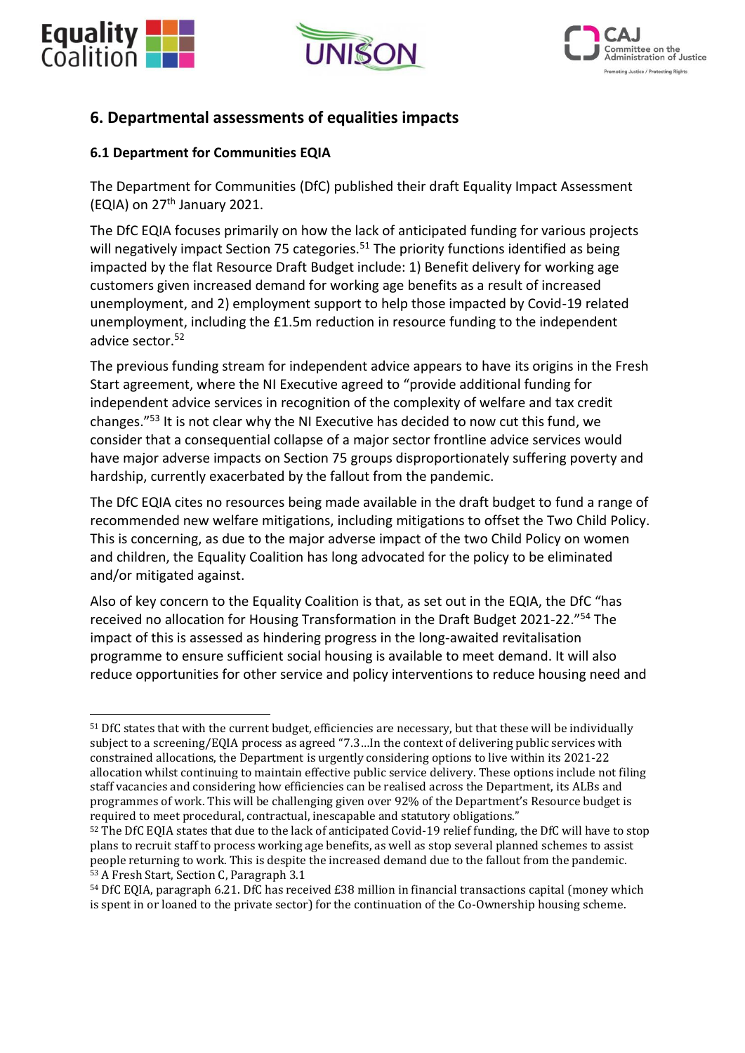## 6. Departmental assessments of equalities impacts

### 6.1 Department for Communities EQIA

The Department for Communities (DfC) published their draft Equality Impact Assessment (EQIA) on 27th January 2021.

The DfC EQIA focuses primarily on how the lack of anticipated funding for various projects will negatively impact Section 75 categories.[51] The priority functions identified as being impacted by the flat Resource Draft Budget include: 1) Benefit delivery for working age customers given increased demand for working age benefits as a result of increased unemployment, and 2) employment support to help those impacted by Covid-19 related unemployment, including the £1.5m reduction in resource funding to the independent advice sector.[52]

The previous funding stream for independent advice appears to have its origins in the Fresh Start agreement, where the NI Executive agreed to "provide additional funding for independent advice services in recognition of the complexity of welfare and tax credit changes."[53] It is not clear why the NI Executive has decided to now cut this fund, we consider that a consequential collapse of a major sector frontline advice services would have major adverse impacts on Section 75 groups disproportionately suffering poverty and hardship, currently exacerbated by the fallout from the pandemic.

The DfC EQIA cites no resources being made available in the draft budget to fund a range of recommended new welfare mitigations, including mitigations to offset the Two Child Policy. This is concerning, as due to the major adverse impact of the two Child Policy on women and children, the Equality Coalition has long advocated for the policy to be eliminated and/or mitigated against.

Also of key concern to the Equality Coalition is that, as set out in the EQIA, the DfC "has received no allocation for Housing Transformation in the Draft Budget 2021-22."[54] The impact of this is assessed as hindering progress in the long-awaited revitalisation programme to ensure sufficient social housing is available to meet demand. It will also reduce opportunities for other service and policy interventions to reduce housing need and

---

[51] DfC states that with the current budget, efficiencies are necessary, but that these will be individually subject to a screening/EQIA process as agreed "7.3…In the context of delivering public services with constrained allocations, the Department is urgently considering options to live within its 2021-22 allocation whilst continuing to maintain effective public service delivery. These options include not filing staff vacancies and considering how efficiencies can be realised across the Department, its ALBs and programmes of work. This will be challenging given over 92% of the Department's Resource budget is required to meet procedural, contractual, inescapable and statutory obligations."

[52] The DfC EQIA states that due to the lack of anticipated Covid-19 relief funding, the DfC will have to stop plans to recruit staff to process working age benefits, as well as stop several planned schemes to assist people returning to work. This is despite the increased demand due to the fallout from the pandemic.

[53] A Fresh Start, Section C, Paragraph 3.1

[54] DfC EQIA, paragraph 6.21. DfC has received £38 million in financial transactions capital (money which is spent in or loaned to the private sector) for the continuation of the Co-Ownership housing scheme.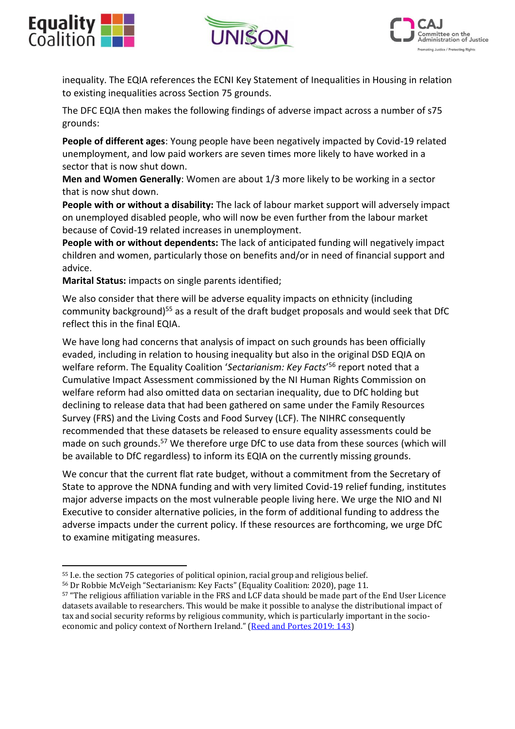inequality. The EQIA references the ECNI Key Statement of Inequalities in Housing in relation to existing inequalities across Section 75 grounds.

The DFC EQIA then makes the following findings of adverse impact across a number of s75 grounds:

**People of different ages**: Young people have been negatively impacted by Covid-19 related unemployment, and low paid workers are seven times more likely to have worked in a sector that is now shut down.
**Men and Women Generally**: Women are about 1/3 more likely to be working in a sector that is now shut down.
**People with or without a disability:** The lack of labour market support will adversely impact on unemployed disabled people, who will now be even further from the labour market because of Covid-19 related increases in unemployment.
**People with or without dependents:** The lack of anticipated funding will negatively impact children and women, particularly those on benefits and/or in need of financial support and advice.
**Marital Status:** impacts on single parents identified;

We also consider that there will be adverse equality impacts on ethnicity (including community background)[55] as a result of the draft budget proposals and would seek that DfC reflect this in the final EQIA.

We have long had concerns that analysis of impact on such grounds has been officially evaded, including in relation to housing inequality but also in the original DSD EQIA on welfare reform. The Equality Coalition '*Sectarianism: Key Facts*'[56] report noted that a Cumulative Impact Assessment commissioned by the NI Human Rights Commission on welfare reform had also omitted data on sectarian inequality, due to DfC holding but declining to release data that had been gathered on same under the Family Resources Survey (FRS) and the Living Costs and Food Survey (LCF). The NIHRC consequently recommended that these datasets be released to ensure equality assessments could be made on such grounds.[57] We therefore urge DfC to use data from these sources (which will be available to DfC regardless) to inform its EQIA on the currently missing grounds.

We concur that the current flat rate budget, without a commitment from the Secretary of State to approve the NDNA funding and with very limited Covid-19 relief funding, institutes major adverse impacts on the most vulnerable people living here. We urge the NIO and NI Executive to consider alternative policies, in the form of additional funding to address the adverse impacts under the current policy. If these resources are forthcoming, we urge DfC to examine mitigating measures.

---

[55] I.e. the section 75 categories of political opinion, racial group and religious belief.

[56] Dr Robbie McVeigh "Sectarianism: Key Facts" (Equality Coalition: 2020), page 11.

[57] "The religious affiliation variable in the FRS and LCF data should be made part of the End User Licence datasets available to researchers. This would be make it possible to analyse the distributional impact of tax and social security reforms by religious community, which is particularly important in the socio-economic and policy context of Northern Ireland." (Reed and Portes 2019: 143)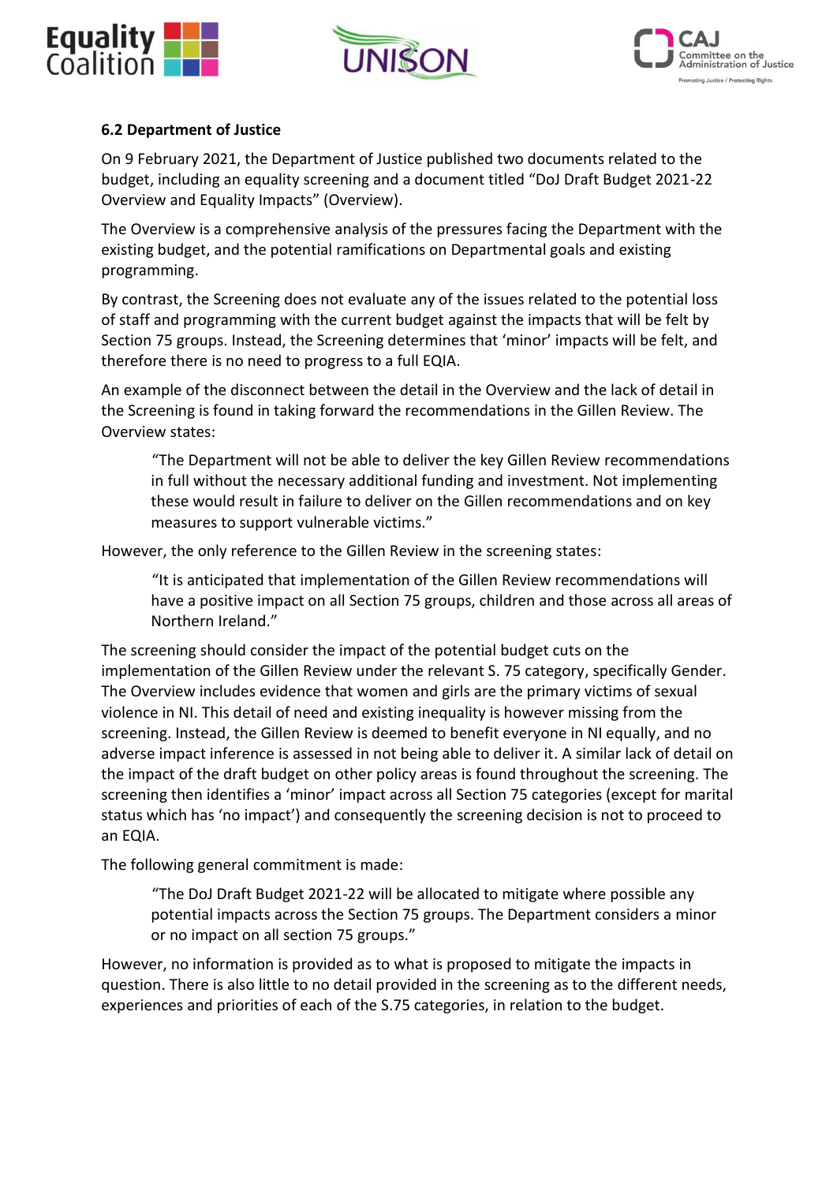### 6.2 Department of Justice

On 9 February 2021, the Department of Justice published two documents related to the budget, including an equality screening and a document titled "DoJ Draft Budget 2021-22 Overview and Equality Impacts" (Overview).

The Overview is a comprehensive analysis of the pressures facing the Department with the existing budget, and the potential ramifications on Departmental goals and existing programming.

By contrast, the Screening does not evaluate any of the issues related to the potential loss of staff and programming with the current budget against the impacts that will be felt by Section 75 groups. Instead, the Screening determines that 'minor' impacts will be felt, and therefore there is no need to progress to a full EQIA.

An example of the disconnect between the detail in the Overview and the lack of detail in the Screening is found in taking forward the recommendations in the Gillen Review. The Overview states:

> "The Department will not be able to deliver the key Gillen Review recommendations in full without the necessary additional funding and investment. Not implementing these would result in failure to deliver on the Gillen recommendations and on key measures to support vulnerable victims."

However, the only reference to the Gillen Review in the screening states:

> "It is anticipated that implementation of the Gillen Review recommendations will have a positive impact on all Section 75 groups, children and those across all areas of Northern Ireland."

The screening should consider the impact of the potential budget cuts on the implementation of the Gillen Review under the relevant S. 75 category, specifically Gender. The Overview includes evidence that women and girls are the primary victims of sexual violence in NI. This detail of need and existing inequality is however missing from the screening. Instead, the Gillen Review is deemed to benefit everyone in NI equally, and no adverse impact inference is assessed in not being able to deliver it. A similar lack of detail on the impact of the draft budget on other policy areas is found throughout the screening. The screening then identifies a 'minor' impact across all Section 75 categories (except for marital status which has 'no impact') and consequently the screening decision is not to proceed to an EQIA.

The following general commitment is made:

> "The DoJ Draft Budget 2021-22 will be allocated to mitigate where possible any potential impacts across the Section 75 groups. The Department considers a minor or no impact on all section 75 groups."

However, no information is provided as to what is proposed to mitigate the impacts in question. There is also little to no detail provided in the screening as to the different needs, experiences and priorities of each of the S.75 categories, in relation to the budget.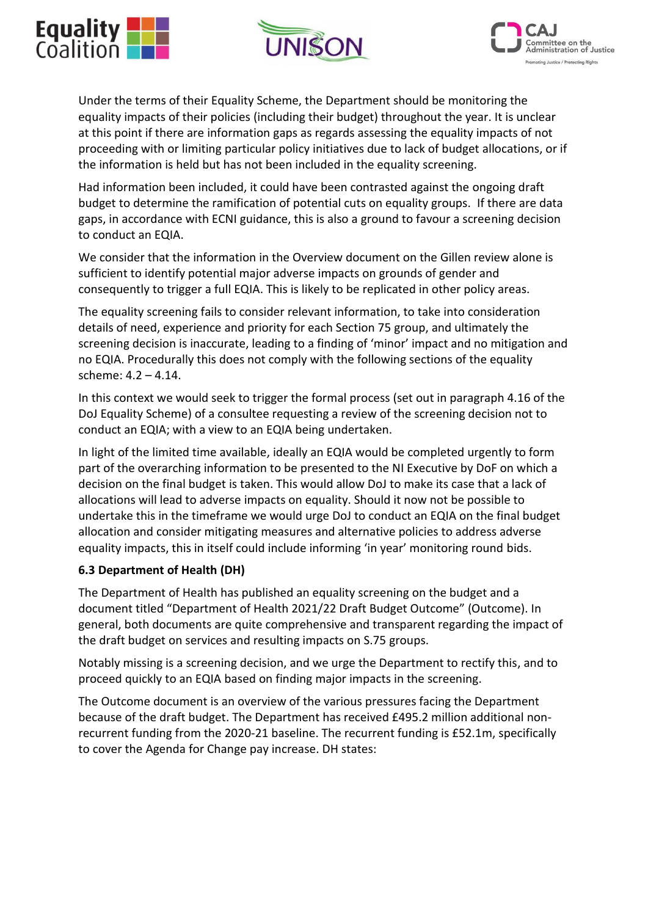Under the terms of their Equality Scheme, the Department should be monitoring the equality impacts of their policies (including their budget) throughout the year. It is unclear at this point if there are information gaps as regards assessing the equality impacts of not proceeding with or limiting particular policy initiatives due to lack of budget allocations, or if the information is held but has not been included in the equality screening.

Had information been included, it could have been contrasted against the ongoing draft budget to determine the ramification of potential cuts on equality groups. If there are data gaps, in accordance with ECNI guidance, this is also a ground to favour a screening decision to conduct an EQIA.

We consider that the information in the Overview document on the Gillen review alone is sufficient to identify potential major adverse impacts on grounds of gender and consequently to trigger a full EQIA. This is likely to be replicated in other policy areas.

The equality screening fails to consider relevant information, to take into consideration details of need, experience and priority for each Section 75 group, and ultimately the screening decision is inaccurate, leading to a finding of 'minor' impact and no mitigation and no EQIA. Procedurally this does not comply with the following sections of the equality scheme: 4.2 – 4.14.

In this context we would seek to trigger the formal process (set out in paragraph 4.16 of the DoJ Equality Scheme) of a consultee requesting a review of the screening decision not to conduct an EQIA; with a view to an EQIA being undertaken.

In light of the limited time available, ideally an EQIA would be completed urgently to form part of the overarching information to be presented to the NI Executive by DoF on which a decision on the final budget is taken. This would allow DoJ to make its case that a lack of allocations will lead to adverse impacts on equality. Should it now not be possible to undertake this in the timeframe we would urge DoJ to conduct an EQIA on the final budget allocation and consider mitigating measures and alternative policies to address adverse equality impacts, this in itself could include informing 'in year' monitoring round bids.

### 6.3 Department of Health (DH)

The Department of Health has published an equality screening on the budget and a document titled "Department of Health 2021/22 Draft Budget Outcome" (Outcome). In general, both documents are quite comprehensive and transparent regarding the impact of the draft budget on services and resulting impacts on S.75 groups.

Notably missing is a screening decision, and we urge the Department to rectify this, and to proceed quickly to an EQIA based on finding major impacts in the screening.

The Outcome document is an overview of the various pressures facing the Department because of the draft budget. The Department has received £495.2 million additional non-recurrent funding from the 2020-21 baseline. The recurrent funding is £52.1m, specifically to cover the Agenda for Change pay increase. DH states: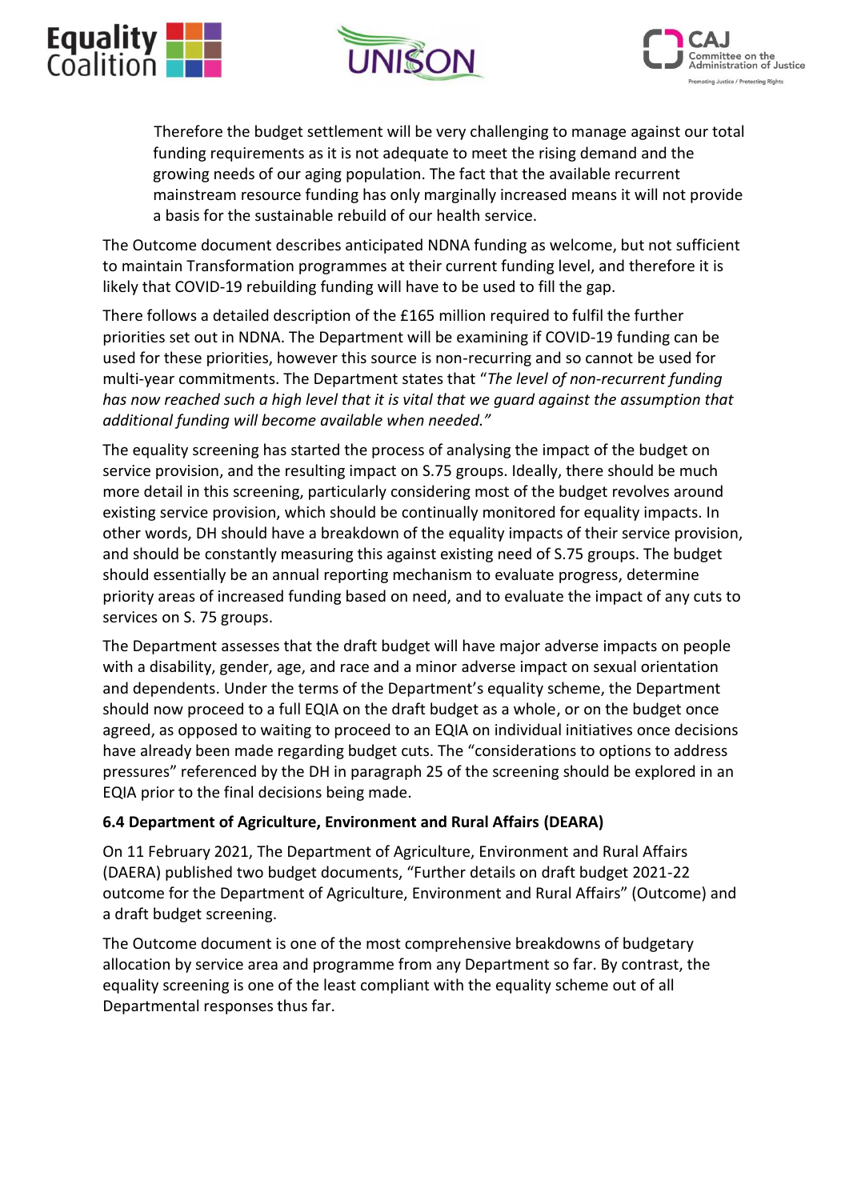> Therefore the budget settlement will be very challenging to manage against our total funding requirements as it is not adequate to meet the rising demand and the growing needs of our aging population. The fact that the available recurrent mainstream resource funding has only marginally increased means it will not provide a basis for the sustainable rebuild of our health service.

The Outcome document describes anticipated NDNA funding as welcome, but not sufficient to maintain Transformation programmes at their current funding level, and therefore it is likely that COVID-19 rebuilding funding will have to be used to fill the gap.

There follows a detailed description of the £165 million required to fulfil the further priorities set out in NDNA. The Department will be examining if COVID-19 funding can be used for these priorities, however this source is non-recurring and so cannot be used for multi-year commitments. The Department states that "*The level of non-recurrent funding has now reached such a high level that it is vital that we guard against the assumption that additional funding will become available when needed.*"

The equality screening has started the process of analysing the impact of the budget on service provision, and the resulting impact on S.75 groups. Ideally, there should be much more detail in this screening, particularly considering most of the budget revolves around existing service provision, which should be continually monitored for equality impacts. In other words, DH should have a breakdown of the equality impacts of their service provision, and should be constantly measuring this against existing need of S.75 groups. The budget should essentially be an annual reporting mechanism to evaluate progress, determine priority areas of increased funding based on need, and to evaluate the impact of any cuts to services on S. 75 groups.

The Department assesses that the draft budget will have major adverse impacts on people with a disability, gender, age, and race and a minor adverse impact on sexual orientation and dependents. Under the terms of the Department's equality scheme, the Department should now proceed to a full EQIA on the draft budget as a whole, or on the budget once agreed, as opposed to waiting to proceed to an EQIA on individual initiatives once decisions have already been made regarding budget cuts. The "considerations to options to address pressures" referenced by the DH in paragraph 25 of the screening should be explored in an EQIA prior to the final decisions being made.

### 6.4 Department of Agriculture, Environment and Rural Affairs (DEARA)

On 11 February 2021, The Department of Agriculture, Environment and Rural Affairs (DAERA) published two budget documents, "Further details on draft budget 2021-22 outcome for the Department of Agriculture, Environment and Rural Affairs" (Outcome) and a draft budget screening.

The Outcome document is one of the most comprehensive breakdowns of budgetary allocation by service area and programme from any Department so far. By contrast, the equality screening is one of the least compliant with the equality scheme out of all Departmental responses thus far.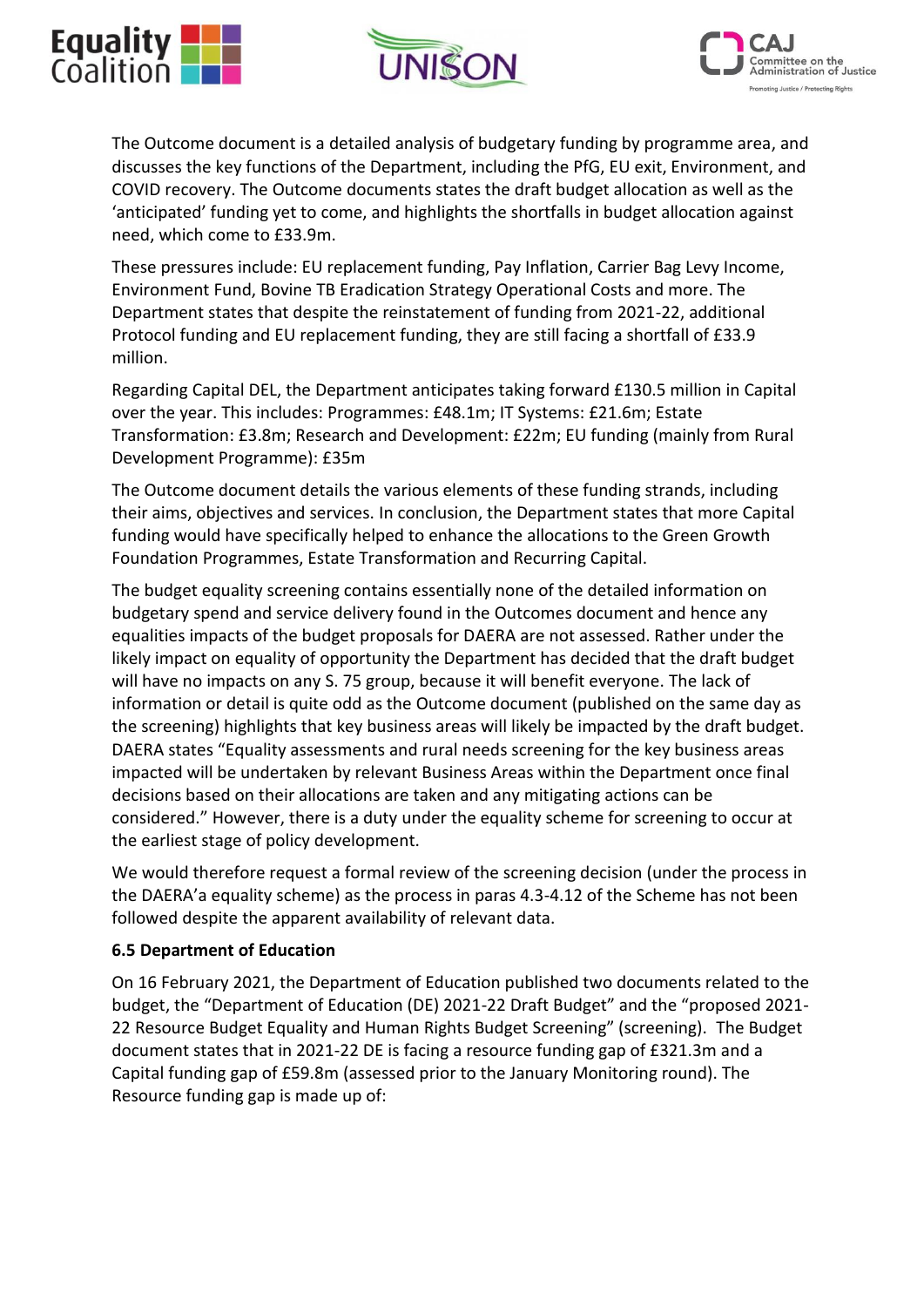The Outcome document is a detailed analysis of budgetary funding by programme area, and discusses the key functions of the Department, including the PfG, EU exit, Environment, and COVID recovery. The Outcome documents states the draft budget allocation as well as the 'anticipated' funding yet to come, and highlights the shortfalls in budget allocation against need, which come to £33.9m.

These pressures include: EU replacement funding, Pay Inflation, Carrier Bag Levy Income, Environment Fund, Bovine TB Eradication Strategy Operational Costs and more. The Department states that despite the reinstatement of funding from 2021-22, additional Protocol funding and EU replacement funding, they are still facing a shortfall of £33.9 million.

Regarding Capital DEL, the Department anticipates taking forward £130.5 million in Capital over the year. This includes: Programmes: £48.1m; IT Systems: £21.6m; Estate Transformation: £3.8m; Research and Development: £22m; EU funding (mainly from Rural Development Programme): £35m

The Outcome document details the various elements of these funding strands, including their aims, objectives and services. In conclusion, the Department states that more Capital funding would have specifically helped to enhance the allocations to the Green Growth Foundation Programmes, Estate Transformation and Recurring Capital.

The budget equality screening contains essentially none of the detailed information on budgetary spend and service delivery found in the Outcomes document and hence any equalities impacts of the budget proposals for DAERA are not assessed. Rather under the likely impact on equality of opportunity the Department has decided that the draft budget will have no impacts on any S. 75 group, because it will benefit everyone. The lack of information or detail is quite odd as the Outcome document (published on the same day as the screening) highlights that key business areas will likely be impacted by the draft budget. DAERA states "Equality assessments and rural needs screening for the key business areas impacted will be undertaken by relevant Business Areas within the Department once final decisions based on their allocations are taken and any mitigating actions can be considered." However, there is a duty under the equality scheme for screening to occur at the earliest stage of policy development.

We would therefore request a formal review of the screening decision (under the process in the DAERA'a equality scheme) as the process in paras 4.3-4.12 of the Scheme has not been followed despite the apparent availability of relevant data.

**6.5 Department of Education**

On 16 February 2021, the Department of Education published two documents related to the budget, the "Department of Education (DE) 2021-22 Draft Budget" and the "proposed 2021-22 Resource Budget Equality and Human Rights Budget Screening" (screening). The Budget document states that in 2021-22 DE is facing a resource funding gap of £321.3m and a Capital funding gap of £59.8m (assessed prior to the January Monitoring round). The Resource funding gap is made up of: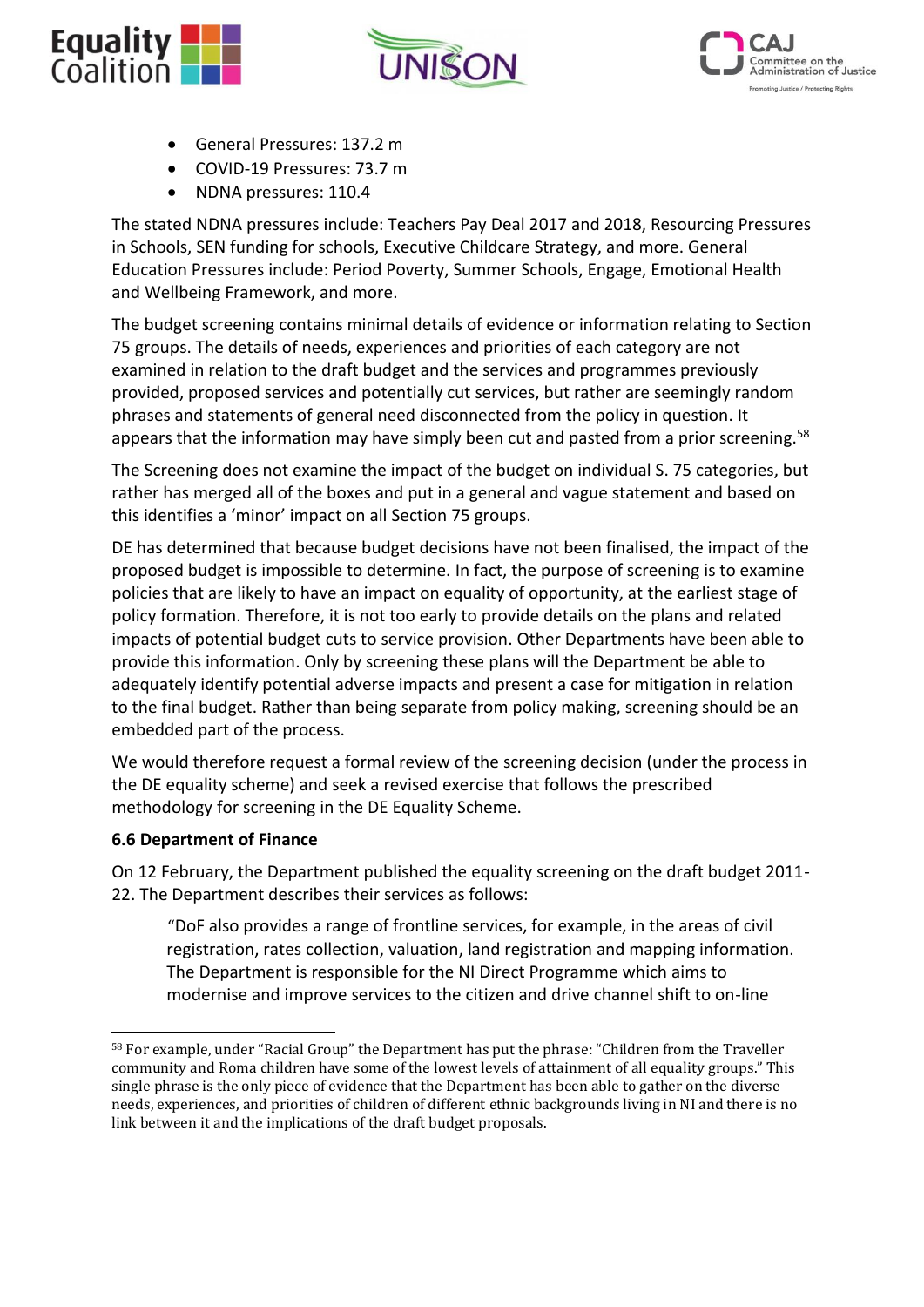- General Pressures: 137.2 m
- COVID-19 Pressures: 73.7 m
- NDNA pressures: 110.4

The stated NDNA pressures include: Teachers Pay Deal 2017 and 2018, Resourcing Pressures in Schools, SEN funding for schools, Executive Childcare Strategy, and more. General Education Pressures include: Period Poverty, Summer Schools, Engage, Emotional Health and Wellbeing Framework, and more.

The budget screening contains minimal details of evidence or information relating to Section 75 groups. The details of needs, experiences and priorities of each category are not examined in relation to the draft budget and the services and programmes previously provided, proposed services and potentially cut services, but rather are seemingly random phrases and statements of general need disconnected from the policy in question. It appears that the information may have simply been cut and pasted from a prior screening.[58]

The Screening does not examine the impact of the budget on individual S. 75 categories, but rather has merged all of the boxes and put in a general and vague statement and based on this identifies a 'minor' impact on all Section 75 groups.

DE has determined that because budget decisions have not been finalised, the impact of the proposed budget is impossible to determine. In fact, the purpose of screening is to examine policies that are likely to have an impact on equality of opportunity, at the earliest stage of policy formation. Therefore, it is not too early to provide details on the plans and related impacts of potential budget cuts to service provision. Other Departments have been able to provide this information. Only by screening these plans will the Department be able to adequately identify potential adverse impacts and present a case for mitigation in relation to the final budget. Rather than being separate from policy making, screening should be an embedded part of the process.

We would therefore request a formal review of the screening decision (under the process in the DE equality scheme) and seek a revised exercise that follows the prescribed methodology for screening in the DE Equality Scheme.

**6.6 Department of Finance**

On 12 February, the Department published the equality screening on the draft budget 2011-22. The Department describes their services as follows:

> "DoF also provides a range of frontline services, for example, in the areas of civil registration, rates collection, valuation, land registration and mapping information. The Department is responsible for the NI Direct Programme which aims to modernise and improve services to the citizen and drive channel shift to on-line

[58] For example, under "Racial Group" the Department has put the phrase: "Children from the Traveller community and Roma children have some of the lowest levels of attainment of all equality groups." This single phrase is the only piece of evidence that the Department has been able to gather on the diverse needs, experiences, and priorities of children of different ethnic backgrounds living in NI and there is no link between it and the implications of the draft budget proposals.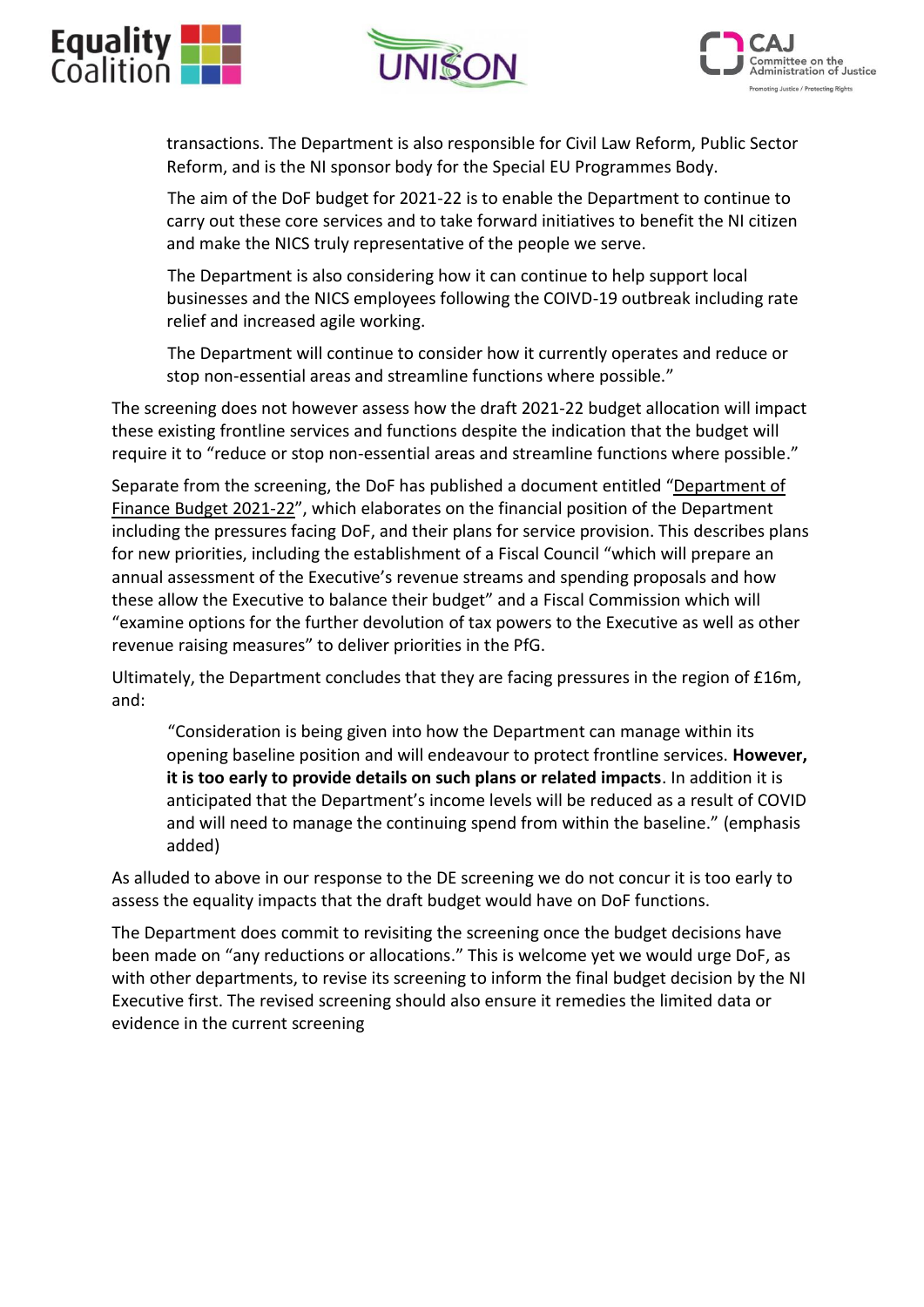> transactions. The Department is also responsible for Civil Law Reform, Public Sector Reform, and is the NI sponsor body for the Special EU Programmes Body.
>
> The aim of the DoF budget for 2021-22 is to enable the Department to continue to carry out these core services and to take forward initiatives to benefit the NI citizen and make the NICS truly representative of the people we serve.
>
> The Department is also considering how it can continue to help support local businesses and the NICS employees following the COIVD-19 outbreak including rate relief and increased agile working.
>
> The Department will continue to consider how it currently operates and reduce or stop non-essential areas and streamline functions where possible."

The screening does not however assess how the draft 2021-22 budget allocation will impact these existing frontline services and functions despite the indication that the budget will require it to "reduce or stop non-essential areas and streamline functions where possible."

Separate from the screening, the DoF has published a document entitled "Department of Finance Budget 2021-22", which elaborates on the financial position of the Department including the pressures facing DoF, and their plans for service provision. This describes plans for new priorities, including the establishment of a Fiscal Council "which will prepare an annual assessment of the Executive's revenue streams and spending proposals and how these allow the Executive to balance their budget" and a Fiscal Commission which will "examine options for the further devolution of tax powers to the Executive as well as other revenue raising measures" to deliver priorities in the PfG.

Ultimately, the Department concludes that they are facing pressures in the region of £16m, and:

> "Consideration is being given into how the Department can manage within its opening baseline position and will endeavour to protect frontline services. **However, it is too early to provide details on such plans or related impacts**. In addition it is anticipated that the Department's income levels will be reduced as a result of COVID and will need to manage the continuing spend from within the baseline." (emphasis added)

As alluded to above in our response to the DE screening we do not concur it is too early to assess the equality impacts that the draft budget would have on DoF functions.

The Department does commit to revisiting the screening once the budget decisions have been made on "any reductions or allocations." This is welcome yet we would urge DoF, as with other departments, to revise its screening to inform the final budget decision by the NI Executive first. The revised screening should also ensure it remedies the limited data or evidence in the current screening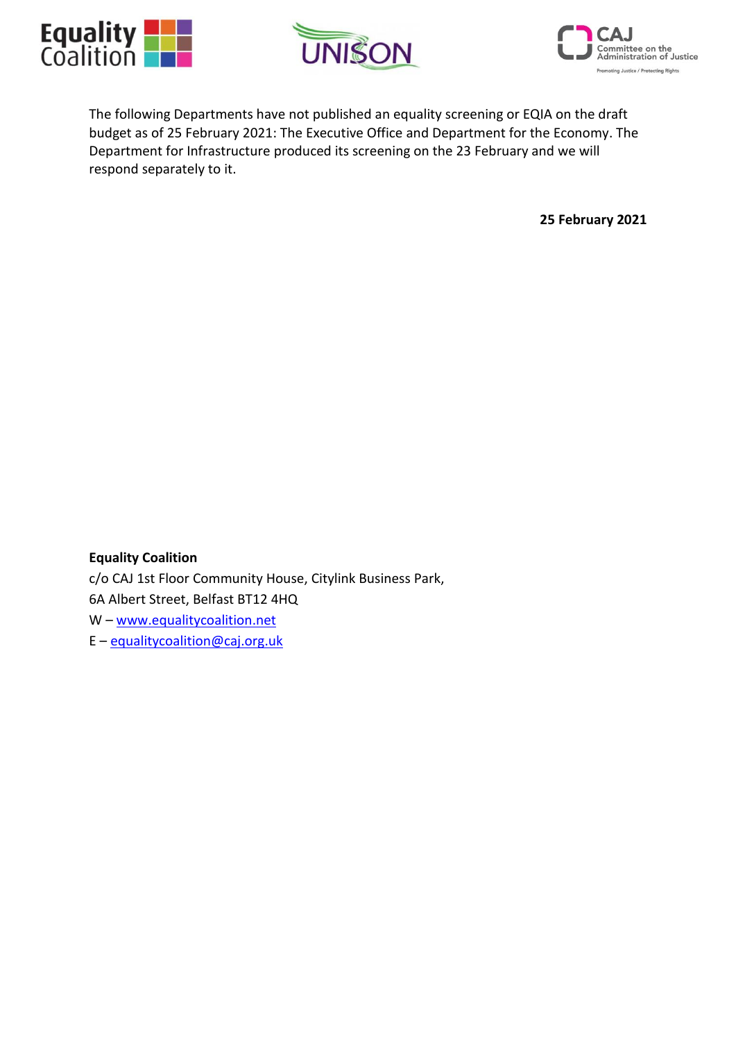The following Departments have not published an equality screening or EQIA on the draft budget as of 25 February 2021: The Executive Office and Department for the Economy. The Department for Infrastructure produced its screening on the 23 February and we will respond separately to it.

**25 February 2021**

**Equality Coalition**
c/o CAJ 1st Floor Community House, Citylink Business Park,
6A Albert Street, Belfast BT12 4HQ
W – www.equalitycoalition.net
E – equalitycoalition@caj.org.uk